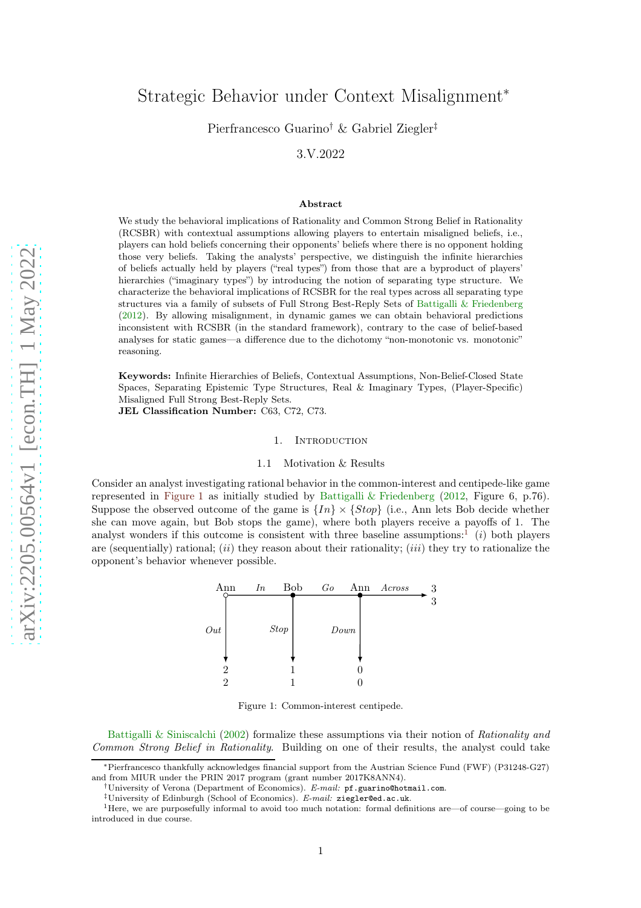# Strategic Behavior under Context Misalignment*

Pierfrancesco Guarino† & Gabriel Ziegler‡

3.V.2022

## Abstract

We study the behavioral implications of Rationality and Common Strong Belief in Rationality (RCSBR) with contextual assumptions allowing players to entertain misaligned beliefs, i.e., players can hold beliefs concerning their opponents' beliefs where there is no opponent holding those very beliefs. Taking the analysts' perspective, we distinguish the infinite hierarchies of beliefs actually held by players ("real types") from those that are a byproduct of players' hierarchies ("imaginary types") by introducing the notion of separating type structure. We characterize the behavioral implications of RCSBR for the real types across all separating type structures via a family of subsets of Full Strong Best-Reply Sets of Battigalli & Friedenberg (2012). By allowing misalignment, in dynamic games we can obtain behavioral predictions inconsistent with RCSBR (in the standard framework), contrary to the case of belief-based analyses for static games—a difference due to the dichotomy "non-monotonic vs. monotonic" reasoning.

**Keywords:** Infinite Hierarchies of Beliefs, Contextual Assumptions, Non-Belief-Closed State Spaces, Separating Epistemic Type Structures, Real & Imaginary Types, (Player-Specific) Misaligned Full Strong Best-Reply Sets.
**JEL Classification Number:** C63, C72, C73.

## 1. Introduction

### 1.1 Motivation & Results

Consider an analyst investigating rational behavior in the common-interest and centipede-like game represented in Figure 1 as initially studied by Battigalli & Friedenberg (2012, Figure 6, p.76). Suppose the observed outcome of the game is $\{In\} \times \{Stop\}$ (i.e., Ann lets Bob decide whether she can move again, but Bob stops the game), where both players receive a payoffs of 1. The analyst wonders if this outcome is consistent with three baseline assumptions:[1] (*i*) both players are (sequentially) rational; (*ii*) they reason about their rationality; (*iii*) they try to rationalize the opponent's behavior whenever possible.

Ann —*In*→ Bob —*Go*→ Ann —*Across*→ (3, 3)
Ann: *Out* → (2, 2); Bob: *Stop* → (1, 1); Ann: *Down* → (0, 0)

Figure 1: Common-interest centipede.

Battigalli & Siniscalchi (2002) formalize these assumptions via their notion of *Rationality and Common Strong Belief in Rationality*. Building on one of their results, the analyst could take

*Pierfrancesco thankfully acknowledges financial support from the Austrian Science Fund (FWF) (P31248-G27) and from MIUR under the PRIN 2017 program (grant number 2017K8ANN4).

†University of Verona (Department of Economics). *E-mail:* pf.guarino@hotmail.com.

‡University of Edinburgh (School of Economics). *E-mail:* ziegler@ed.ac.uk.

[1]Here, we are purposefully informal to avoid too much notation: formal definitions are—of course—going to be introduced in due course.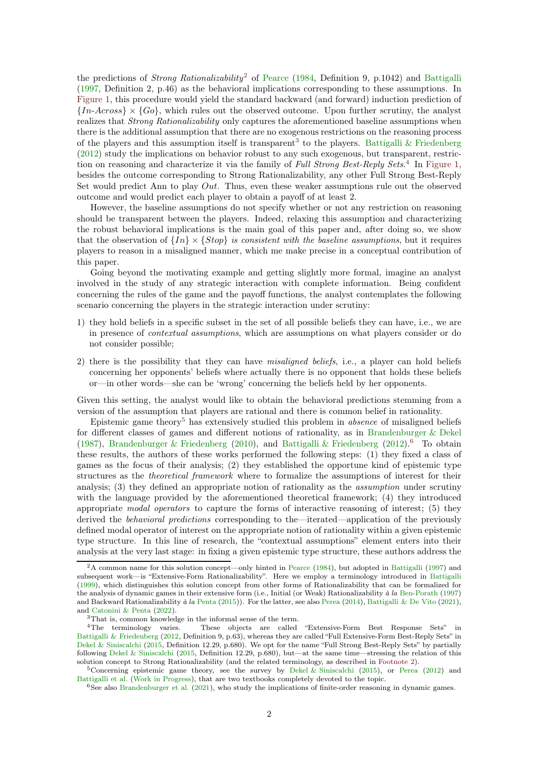the predictions of *Strong Rationalizability*[2] of Pearce (1984, Definition 9, p.1042) and Battigalli (1997, Definition 2, p.46) as the behavioral implications corresponding to these assumptions. In Figure 1, this procedure would yield the standard backward (and forward) induction prediction of $\{In\text{-}Across\} \times \{Go\}$, which rules out the observed outcome. Upon further scrutiny, the analyst realizes that *Strong Rationalizability* only captures the aforementioned baseline assumptions when there is the additional assumption that there are no exogenous restrictions on the reasoning process of the players and this assumption itself is transparent[3] to the players. Battigalli & Friedenberg (2012) study the implications on behavior robust to any such exogenous, but transparent, restriction on reasoning and characterize it via the family of *Full Strong Best-Reply Sets*.[4] In Figure 1, besides the outcome corresponding to Strong Rationalizability, any other Full Strong Best-Reply Set would predict Ann to play *Out*. Thus, even these weaker assumptions rule out the observed outcome and would predict each player to obtain a payoff of at least 2.

However, the baseline assumptions do not specify whether or not any restriction on reasoning should be transparent between the players. Indeed, relaxing this assumption and characterizing the robust behavioral implications is the main goal of this paper and, after doing so, we show that the observation of $\{In\} \times \{Stop\}$ *is consistent with the baseline assumptions*, but it requires players to reason in a misaligned manner, which me make precise in a conceptual contribution of this paper.

Going beyond the motivating example and getting slightly more formal, imagine an analyst involved in the study of any strategic interaction with complete information. Being confident concerning the rules of the game and the payoff functions, the analyst contemplates the following scenario concerning the players in the strategic interaction under scrutiny:

1) they hold beliefs in a specific subset in the set of all possible beliefs they can have, i.e., we are in presence of *contextual assumptions*, which are assumptions on what players consider or do not consider possible;

2) there is the possibility that they can have *misaligned beliefs*, i.e., a player can hold beliefs concerning her opponents' beliefs where actually there is no opponent that holds these beliefs or—in other words—she can be 'wrong' concerning the beliefs held by her opponents.

Given this setting, the analyst would like to obtain the behavioral predictions stemming from a version of the assumption that players are rational and there is common belief in rationality.

Epistemic game theory[5] has extensively studied this problem in *absence* of misaligned beliefs for different classes of games and different notions of rationality, as in Brandenburger & Dekel (1987), Brandenburger & Friedenberg (2010), and Battigalli & Friedenberg (2012).[6] To obtain these results, the authors of these works performed the following steps: (1) they fixed a class of games as the focus of their analysis; (2) they established the opportune kind of epistemic type structures as the *theoretical framework* where to formalize the assumptions of interest for their analysis; (3) they defined an appropriate notion of rationality as the *assumption* under scrutiny with the language provided by the aforementioned theoretical framework; (4) they introduced appropriate *modal operators* to capture the forms of interactive reasoning of interest; (5) they derived the *behavioral predictions* corresponding to the—iterated—application of the previously defined modal operator of interest on the appropriate notion of rationality within a given epistemic type structure. In this line of research, the "contextual assumptions" element enters into their analysis at the very last stage: in fixing a given epistemic type structure, these authors address the

[2] A common name for this solution concept—only hinted in Pearce (1984), but adopted in Battigalli (1997) and subsequent work—is "Extensive-Form Rationalizability". Here we employ a terminology introduced in Battigalli (1999), which distinguishes this solution concept from other forms of Rationalizability that can be formalized for the analysis of dynamic games in their extensive form (i.e., Initial (or Weak) Rationalizability *à la* Ben-Porath (1997) and Backward Rationalizability *à la* Penta (2015)). For the latter, see also Perea (2014), Battigalli & De Vito (2021), and Catonini & Penta (2022).

[3] That is, common knowledge in the informal sense of the term.

[4] The terminology varies. These objects are called "Extensive-Form Best Response Sets" in Battigalli & Friedenberg (2012, Definition 9, p.63), whereas they are called "Full Extensive-Form Best-Reply Sets" in Dekel & Siniscalchi (2015, Definition 12.29, p.680). We opt for the name "Full Strong Best-Reply Sets" by partially following Dekel & Siniscalchi (2015, Definition 12.29, p.680), but—at the same time—stressing the relation of this solution concept to Strong Rationalizability (and the related terminology, as described in Footnote 2).

[5] Concerning epistemic game theory, see the survey by Dekel & Siniscalchi (2015), or Perea (2012) and Battigalli et al. (Work in Progress), that are two textbooks completely devoted to the topic.

[6] See also Brandenburger et al. (2021), who study the implications of finite-order reasoning in dynamic games.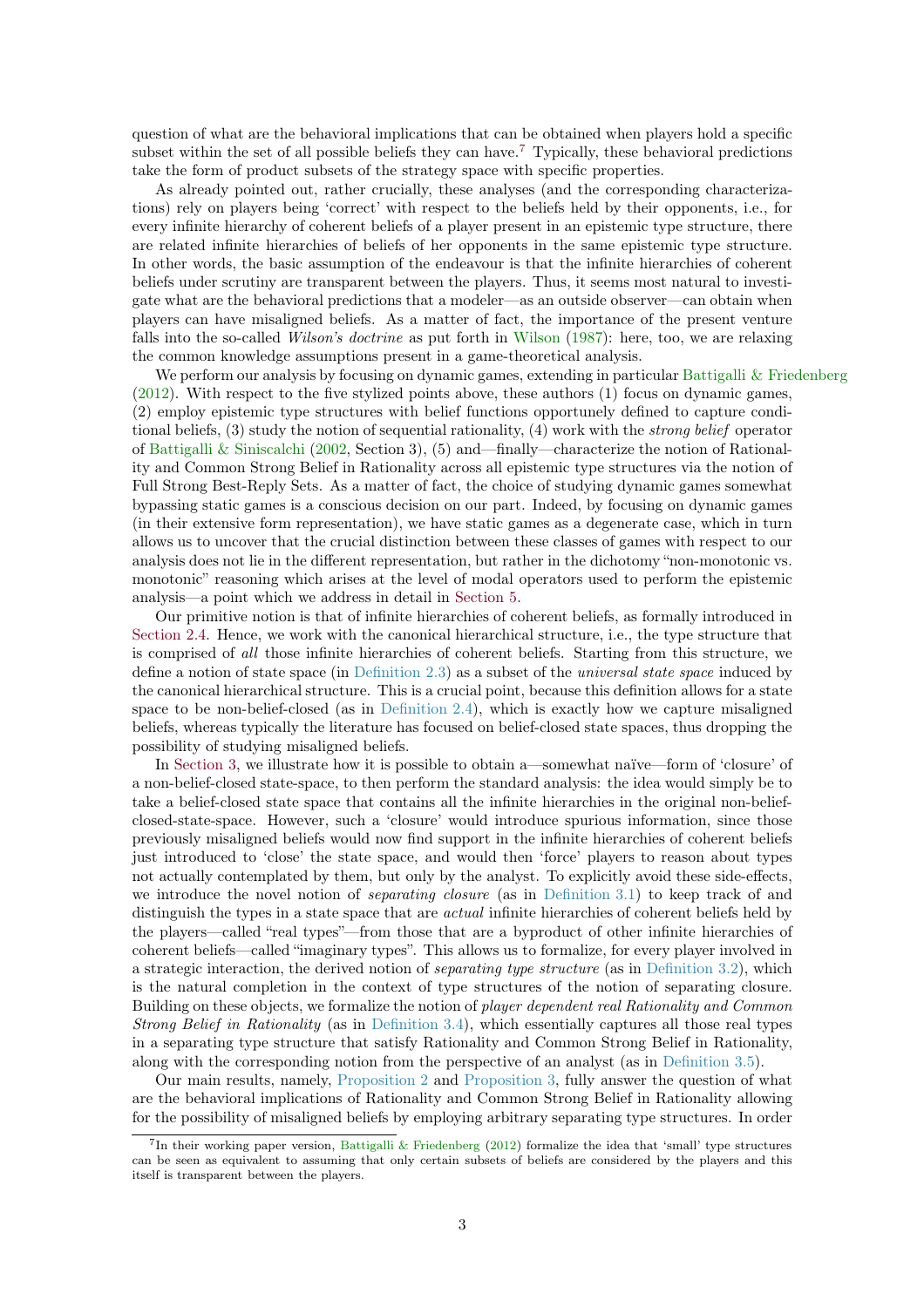question of what are the behavioral implications that can be obtained when players hold a specific subset within the set of all possible beliefs they can have.[7] Typically, these behavioral predictions take the form of product subsets of the strategy space with specific properties.

As already pointed out, rather crucially, these analyses (and the corresponding characterizations) rely on players being 'correct' with respect to the beliefs held by their opponents, i.e., for every infinite hierarchy of coherent beliefs of a player present in an epistemic type structure, there are related infinite hierarchies of beliefs of her opponents in the same epistemic type structure. In other words, the basic assumption of the endeavour is that the infinite hierarchies of coherent beliefs under scrutiny are transparent between the players. Thus, it seems most natural to investigate what are the behavioral predictions that a modeler—as an outside observer—can obtain when players can have misaligned beliefs. As a matter of fact, the importance of the present venture falls into the so-called *Wilson's doctrine* as put forth in Wilson (1987): here, too, we are relaxing the common knowledge assumptions present in a game-theoretical analysis.

We perform our analysis by focusing on dynamic games, extending in particular Battigalli & Friedenberg (2012). With respect to the five stylized points above, these authors (1) focus on dynamic games, (2) employ epistemic type structures with belief functions opportunely defined to capture conditional beliefs, (3) study the notion of sequential rationality, (4) work with the *strong belief* operator of Battigalli & Siniscalchi (2002, Section 3), (5) and—finally—characterize the notion of Rationality and Common Strong Belief in Rationality across all epistemic type structures via the notion of Full Strong Best-Reply Sets. As a matter of fact, the choice of studying dynamic games somewhat bypassing static games is a conscious decision on our part. Indeed, by focusing on dynamic games (in their extensive form representation), we have static games as a degenerate case, which in turn allows us to uncover that the crucial distinction between these classes of games with respect to our analysis does not lie in the different representation, but rather in the dichotomy "non-monotonic vs. monotonic" reasoning which arises at the level of modal operators used to perform the epistemic analysis—a point which we address in detail in Section 5.

Our primitive notion is that of infinite hierarchies of coherent beliefs, as formally introduced in Section 2.4. Hence, we work with the canonical hierarchical structure, i.e., the type structure that is comprised of *all* those infinite hierarchies of coherent beliefs. Starting from this structure, we define a notion of state space (in Definition 2.3) as a subset of the *universal state space* induced by the canonical hierarchical structure. This is a crucial point, because this definition allows for a state space to be non-belief-closed (as in Definition 2.4), which is exactly how we capture misaligned beliefs, whereas typically the literature has focused on belief-closed state spaces, thus dropping the possibility of studying misaligned beliefs.

In Section 3, we illustrate how it is possible to obtain a—somewhat naïve—form of 'closure' of a non-belief-closed state-space, to then perform the standard analysis: the idea would simply be to take a belief-closed state space that contains all the infinite hierarchies in the original non-belief-closed-state-space. However, such a 'closure' would introduce spurious information, since those previously misaligned beliefs would now find support in the infinite hierarchies of coherent beliefs just introduced to 'close' the state space, and would then 'force' players to reason about types not actually contemplated by them, but only by the analyst. To explicitly avoid these side-effects, we introduce the novel notion of *separating closure* (as in Definition 3.1) to keep track of and distinguish the types in a state space that are *actual* infinite hierarchies of coherent beliefs held by the players—called "real types"—from those that are a byproduct of other infinite hierarchies of coherent beliefs—called "imaginary types". This allows us to formalize, for every player involved in a strategic interaction, the derived notion of *separating type structure* (as in Definition 3.2), which is the natural completion in the context of type structures of the notion of separating closure. Building on these objects, we formalize the notion of *player dependent real Rationality and Common Strong Belief in Rationality* (as in Definition 3.4), which essentially captures all those real types in a separating type structure that satisfy Rationality and Common Strong Belief in Rationality, along with the corresponding notion from the perspective of an analyst (as in Definition 3.5).

Our main results, namely, Proposition 2 and Proposition 3, fully answer the question of what are the behavioral implications of Rationality and Common Strong Belief in Rationality allowing for the possibility of misaligned beliefs by employing arbitrary separating type structures. In order

[7] In their working paper version, Battigalli & Friedenberg (2012) formalize the idea that 'small' type structures can be seen as equivalent to assuming that only certain subsets of beliefs are considered by the players and this itself is transparent between the players.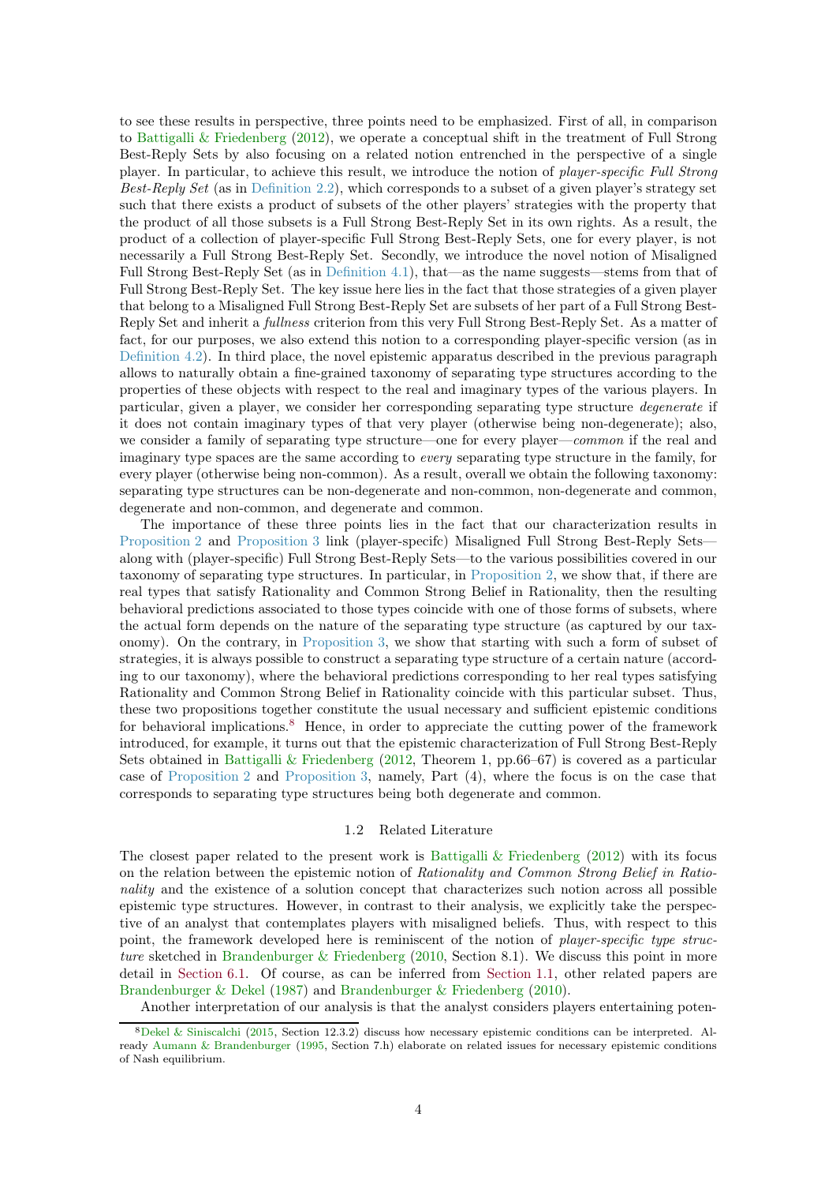to see these results in perspective, three points need to be emphasized. First of all, in comparison to Battigalli & Friedenberg (2012), we operate a conceptual shift in the treatment of Full Strong Best-Reply Sets by also focusing on a related notion entrenched in the perspective of a single player. In particular, to achieve this result, we introduce the notion of *player-specific Full Strong Best-Reply Set* (as in Definition 2.2), which corresponds to a subset of a given player's strategy set such that there exists a product of subsets of the other players' strategies with the property that the product of all those subsets is a Full Strong Best-Reply Set in its own rights. As a result, the product of a collection of player-specific Full Strong Best-Reply Sets, one for every player, is not necessarily a Full Strong Best-Reply Set. Secondly, we introduce the novel notion of Misaligned Full Strong Best-Reply Set (as in Definition 4.1), that—as the name suggests—stems from that of Full Strong Best-Reply Set. The key issue here lies in the fact that those strategies of a given player that belong to a Misaligned Full Strong Best-Reply Set are subsets of her part of a Full Strong Best-Reply Set and inherit a *fullness* criterion from this very Full Strong Best-Reply Set. As a matter of fact, for our purposes, we also extend this notion to a corresponding player-specific version (as in Definition 4.2). In third place, the novel epistemic apparatus described in the previous paragraph allows to naturally obtain a fine-grained taxonomy of separating type structures according to the properties of these objects with respect to the real and imaginary types of the various players. In particular, given a player, we consider her corresponding separating type structure *degenerate* if it does not contain imaginary types of that very player (otherwise being non-degenerate); also, we consider a family of separating type structure—one for every player—*common* if the real and imaginary type spaces are the same according to *every* separating type structure in the family, for every player (otherwise being non-common). As a result, overall we obtain the following taxonomy: separating type structures can be non-degenerate and non-common, non-degenerate and common, degenerate and non-common, and degenerate and common.

The importance of these three points lies in the fact that our characterization results in Proposition 2 and Proposition 3 link (player-specifc) Misaligned Full Strong Best-Reply Sets—along with (player-specific) Full Strong Best-Reply Sets—to the various possibilities covered in our taxonomy of separating type structures. In particular, in Proposition 2, we show that, if there are real types that satisfy Rationality and Common Strong Belief in Rationality, then the resulting behavioral predictions associated to those types coincide with one of those forms of subsets, where the actual form depends on the nature of the separating type structure (as captured by our taxonomy). On the contrary, in Proposition 3, we show that starting with such a form of subset of strategies, it is always possible to construct a separating type structure of a certain nature (according to our taxonomy), where the behavioral predictions corresponding to her real types satisfying Rationality and Common Strong Belief in Rationality coincide with this particular subset. Thus, these two propositions together constitute the usual necessary and sufficient epistemic conditions for behavioral implications.[8] Hence, in order to appreciate the cutting power of the framework introduced, for example, it turns out that the epistemic characterization of Full Strong Best-Reply Sets obtained in Battigalli & Friedenberg (2012, Theorem 1, pp.66–67) is covered as a particular case of Proposition 2 and Proposition 3, namely, Part (4), where the focus is on the case that corresponds to separating type structures being both degenerate and common.

### 1.2 Related Literature

The closest paper related to the present work is Battigalli & Friedenberg (2012) with its focus on the relation between the epistemic notion of *Rationality and Common Strong Belief in Rationality* and the existence of a solution concept that characterizes such notion across all possible epistemic type structures. However, in contrast to their analysis, we explicitly take the perspective of an analyst that contemplates players with misaligned beliefs. Thus, with respect to this point, the framework developed here is reminiscent of the notion of *player-specific type structure* sketched in Brandenburger & Friedenberg (2010, Section 8.1). We discuss this point in more detail in Section 6.1. Of course, as can be inferred from Section 1.1, other related papers are Brandenburger & Dekel (1987) and Brandenburger & Friedenberg (2010).

Another interpretation of our analysis is that the analyst considers players entertaining poten-

[8] Dekel & Siniscalchi (2015, Section 12.3.2) discuss how necessary epistemic conditions can be interpreted. Already Aumann & Brandenburger (1995, Section 7.h) elaborate on related issues for necessary epistemic conditions of Nash equilibrium.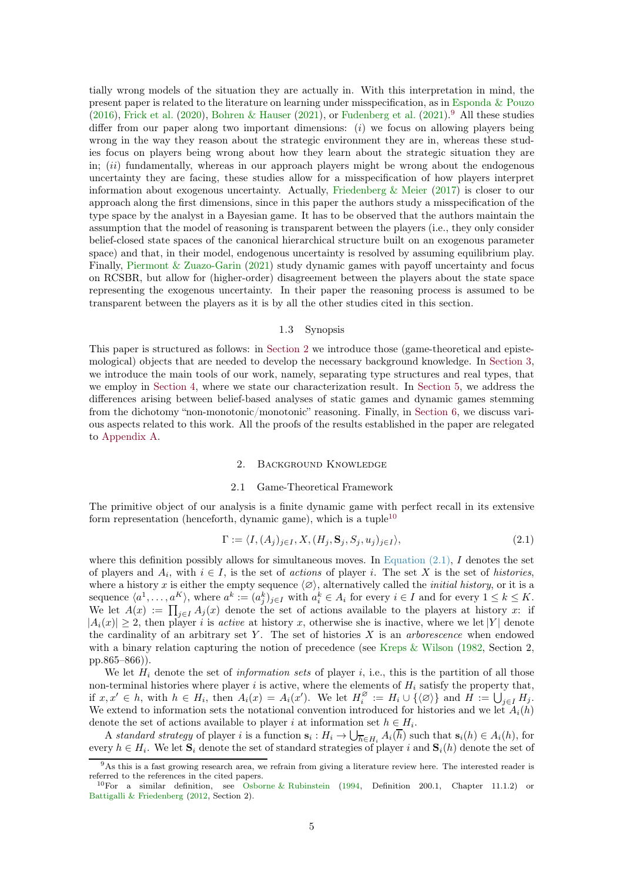tially wrong models of the situation they are actually in. With this interpretation in mind, the present paper is related to the literature on learning under misspecification, as in Esponda & Pouzo (2016), Frick et al. (2020), Bohren & Hauser (2021), or Fudenberg et al. (2021).[9] All these studies differ from our paper along two important dimensions: (*i*) we focus on allowing players being wrong in the way they reason about the strategic environment they are in, whereas these studies focus on players being wrong about how they learn about the strategic situation they are in; (*ii*) fundamentally, whereas in our approach players might be wrong about the endogenous uncertainty they are facing, these studies allow for a misspecification of how players interpret information about exogenous uncertainty. Actually, Friedenberg & Meier (2017) is closer to our approach along the first dimensions, since in this paper the authors study a misspecification of the type space by the analyst in a Bayesian game. It has to be observed that the authors maintain the assumption that the model of reasoning is transparent between the players (i.e., they only consider belief-closed state spaces of the canonical hierarchical structure built on an exogenous parameter space) and that, in their model, endogenous uncertainty is resolved by assuming equilibrium play. Finally, Piermont & Zuazo-Garin (2021) study dynamic games with payoff uncertainty and focus on RCSBR, but allow for (higher-order) disagreement between the players about the state space representing the exogenous uncertainty. In their paper the reasoning process is assumed to be transparent between the players as it is by all the other studies cited in this section.

### 1.3 Synopsis

This paper is structured as follows: in Section 2 we introduce those (game-theoretical and epistemological) objects that are needed to develop the necessary background knowledge. In Section 3, we introduce the main tools of our work, namely, separating type structures and real types, that we employ in Section 4, where we state our characterization result. In Section 5, we address the differences arising between belief-based analyses of static games and dynamic games stemming from the dichotomy "non-monotonic/monotonic" reasoning. Finally, in Section 6, we discuss various aspects related to this work. All the proofs of the results established in the paper are relegated to Appendix A.

## 2. Background Knowledge

### 2.1 Game-Theoretical Framework

The primitive object of our analysis is a finite dynamic game with perfect recall in its extensive form representation (henceforth, dynamic game), which is a tuple[10]

$$\Gamma := \langle I, (A_j)_{j \in I}, X, (H_j, \mathbf{S}_j, S_j, u_j)_{j \in I} \rangle, \tag{2.1}$$

where this definition possibly allows for simultaneous moves. In Equation (2.1), $I$ denotes the set of players and $A_i$, with $i \in I$, is the set of *actions* of player $i$. The set $X$ is the set of *histories*, where a history $x$ is either the empty sequence $\langle \varnothing \rangle$, alternatively called the *initial history*, or it is a sequence $\langle a^1, \ldots, a^K \rangle$, where $a^k := (a^k_j)_{j \in I}$ with $a^k_i \in A_i$ for every $i \in I$ and for every $1 \leq k \leq K$. We let $A(x) := \prod_{j \in I} A_j(x)$ denote the set of actions available to the players at history $x$: if $|A_i(x)| \geq 2$, then player $i$ is *active* at history $x$, otherwise she is inactive, where we let $|Y|$ denote the cardinality of an arbitrary set $Y$. The set of histories $X$ is an *arborescence* when endowed with a binary relation capturing the notion of precedence (see Kreps & Wilson (1982, Section 2, pp.865–866)).

We let $H_i$ denote the set of *information sets* of player $i$, i.e., this is the partition of all those non-terminal histories where player $i$ is active, where the elements of $H_i$ satisfy the property that, if $x, x' \in h$, with $h \in H_i$, then $A_i(x) = A_i(x')$. We let $H^{\varnothing}_i := H_i \cup \{\langle \varnothing \rangle\}$ and $H := \bigcup_{j \in I} H_j$. We extend to information sets the notational convention introduced for histories and we let $A_i(h)$ denote the set of actions available to player $i$ at information set $h \in H_i$.

A *standard strategy* of player $i$ is a function $\mathbf{s}_i : H_i \to \bigcup_{\overline{h} \in H_i} A_i(\overline{h})$ such that $\mathbf{s}_i(h) \in A_i(h)$, for every $h \in H_i$. We let $\mathbf{S}_i$ denote the set of standard strategies of player $i$ and $\mathbf{S}_i(h)$ denote the set of

[9] As this is a fast growing research area, we refrain from giving a literature review here. The interested reader is referred to the references in the cited papers.

[10] For a similar definition, see Osborne & Rubinstein (1994, Definition 200.1, Chapter 11.1.2) or Battigalli & Friedenberg (2012, Section 2).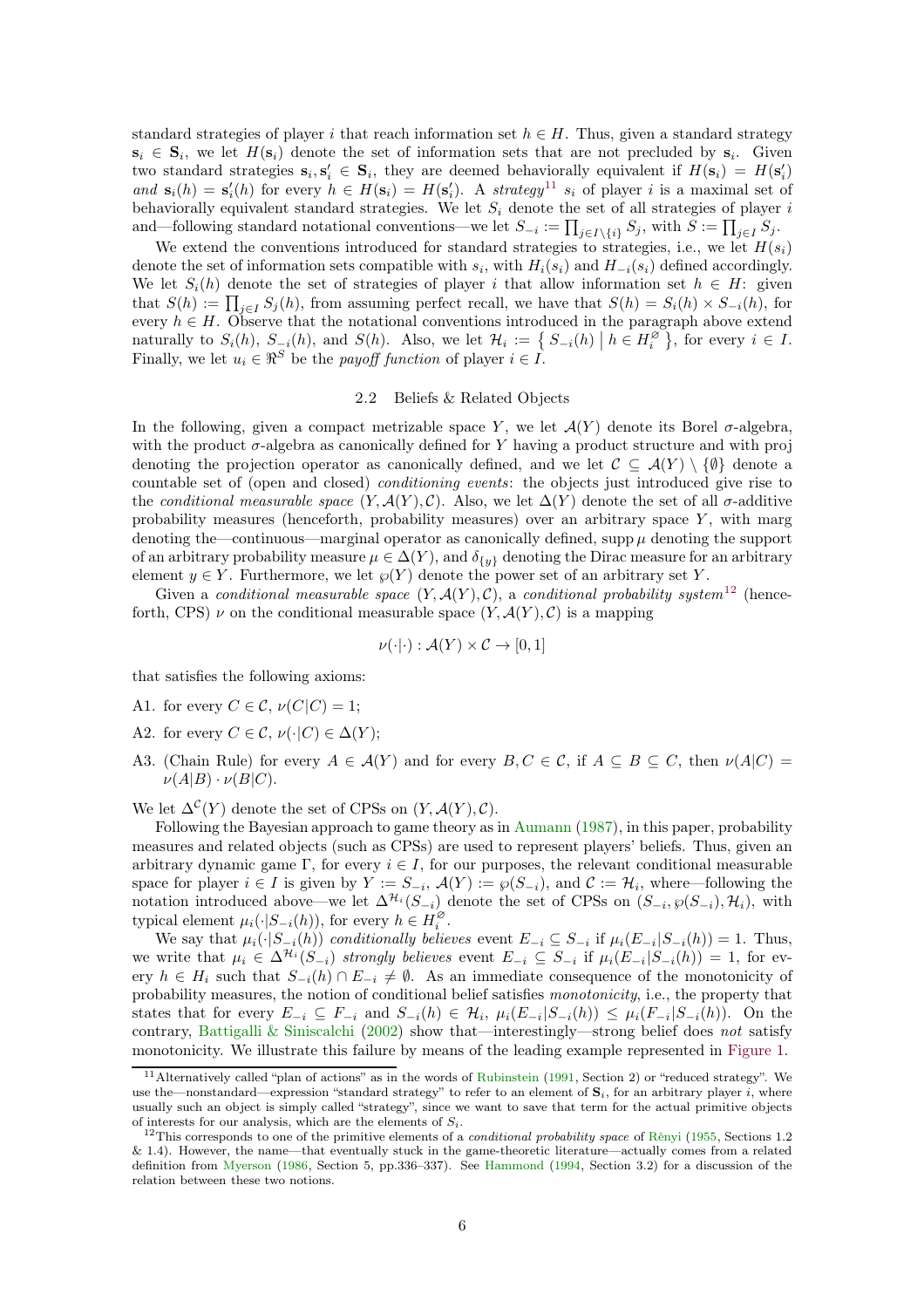standard strategies of player $i$ that reach information set $h \in H$. Thus, given a standard strategy $\mathbf{s}_i \in \mathbf{S}_i$, we let $H(\mathbf{s}_i)$ denote the set of information sets that are not precluded by $\mathbf{s}_i$. Given two standard strategies $\mathbf{s}_i, \mathbf{s}'_i \in \mathbf{S}_i$, they are deemed behaviorally equivalent if $H(\mathbf{s}_i) = H(\mathbf{s}'_i)$ *and* $\mathbf{s}_i(h) = \mathbf{s}'_i(h)$ for every $h \in H(\mathbf{s}_i) = H(\mathbf{s}'_i)$. A *strategy*[11] $s_i$ of player $i$ is a maximal set of behaviorally equivalent standard strategies. We let $S_i$ denote the set of all strategies of player $i$ and—following standard notational conventions—we let $S_{-i} := \prod_{j \in I \setminus \{i\}} S_j$, with $S := \prod_{j \in I} S_j$.

We extend the conventions introduced for standard strategies to strategies, i.e., we let $H(s_i)$ denote the set of information sets compatible with $s_i$, with $H_i(s_i)$ and $H_{-i}(s_i)$ defined accordingly. We let $S_i(h)$ denote the set of strategies of player $i$ that allow information set $h \in H$: given that $S(h) := \prod_{j \in I} S_j(h)$, from assuming perfect recall, we have that $S(h) = S_i(h) \times S_{-i}(h)$, for every $h \in H$. Observe that the notational conventions introduced in the paragraph above extend naturally to $S_i(h)$, $S_{-i}(h)$, and $S(h)$. Also, we let $\mathcal{H}_i := \{ S_{-i}(h) \mid h \in H_i^{\varnothing} \}$, for every $i \in I$. Finally, we let $u_i \in \Re^S$ be the *payoff function* of player $i \in I$.

## 2.2 Beliefs & Related Objects

In the following, given a compact metrizable space $Y$, we let $\mathcal{A}(Y)$ denote its Borel $\sigma$-algebra, with the product $\sigma$-algebra as canonically defined for $Y$ having a product structure and with proj denoting the projection operator as canonically defined, and we let $\mathcal{C} \subseteq \mathcal{A}(Y) \setminus \{\emptyset\}$ denote a countable set of (open and closed) *conditioning events*: the objects just introduced give rise to the *conditional measurable space* $(Y, \mathcal{A}(Y), \mathcal{C})$. Also, we let $\Delta(Y)$ denote the set of all $\sigma$-additive probability measures (henceforth, probability measures) over an arbitrary space $Y$, with marg denoting the—continuous—marginal operator as canonically defined, $\operatorname{supp} \mu$ denoting the support of an arbitrary probability measure $\mu \in \Delta(Y)$, and $\delta_{\{y\}}$ denoting the Dirac measure for an arbitrary element $y \in Y$. Furthermore, we let $\wp(Y)$ denote the power set of an arbitrary set $Y$.

Given a *conditional measurable space* $(Y, \mathcal{A}(Y), \mathcal{C})$, a *conditional probability system*[12] (henceforth, CPS) $\nu$ on the conditional measurable space $(Y, \mathcal{A}(Y), \mathcal{C})$ is a mapping

$$\nu(\cdot|\cdot) : \mathcal{A}(Y) \times \mathcal{C} \to [0, 1]$$

that satisfies the following axioms:

A1. for every $C \in \mathcal{C}$, $\nu(C|C) = 1$;

A2. for every $C \in \mathcal{C}$, $\nu(\cdot|C) \in \Delta(Y)$;

A3. (Chain Rule) for every $A \in \mathcal{A}(Y)$ and for every $B, C \in \mathcal{C}$, if $A \subseteq B \subseteq C$, then $\nu(A|C) = \nu(A|B) \cdot \nu(B|C)$.

We let $\Delta^{\mathcal{C}}(Y)$ denote the set of CPSs on $(Y, \mathcal{A}(Y), \mathcal{C})$.

Following the Bayesian approach to game theory as in Aumann (1987), in this paper, probability measures and related objects (such as CPSs) are used to represent players' beliefs. Thus, given an arbitrary dynamic game $\Gamma$, for every $i \in I$, for our purposes, the relevant conditional measurable space for player $i \in I$ is given by $Y := S_{-i}$, $\mathcal{A}(Y) := \wp(S_{-i})$, and $\mathcal{C} := \mathcal{H}_i$, where—following the notation introduced above—we let $\Delta^{\mathcal{H}_i}(S_{-i})$ denote the set of CPSs on $(S_{-i}, \wp(S_{-i}), \mathcal{H}_i)$, with typical element $\mu_i(\cdot|S_{-i}(h))$, for every $h \in H_i^{\varnothing}$.

We say that $\mu_i(\cdot|S_{-i}(h))$ *conditionally believes* event $E_{-i} \subseteq S_{-i}$ if $\mu_i(E_{-i}|S_{-i}(h)) = 1$. Thus, we write that $\mu_i \in \Delta^{\mathcal{H}_i}(S_{-i})$ *strongly believes* event $E_{-i} \subseteq S_{-i}$ if $\mu_i(E_{-i}|S_{-i}(h)) = 1$, for every $h \in H_i$ such that $S_{-i}(h) \cap E_{-i} \neq \emptyset$. As an immediate consequence of the monotonicity of probability measures, the notion of conditional belief satisfies *monotonicity*, i.e., the property that states that for every $E_{-i} \subseteq F_{-i}$ and $S_{-i}(h) \in \mathcal{H}_i$, $\mu_i(E_{-i}|S_{-i}(h)) \leq \mu_i(F_{-i}|S_{-i}(h))$. On the contrary, Battigalli & Siniscalchi (2002) show that—interestingly—strong belief does *not* satisfy monotonicity. We illustrate this failure by means of the leading example represented in Figure 1.

[11] Alternatively called "plan of actions" as in the words of Rubinstein (1991, Section 2) or "reduced strategy". We use the—nonstandard—expression "standard strategy" to refer to an element of $\mathbf{S}_i$, for an arbitrary player $i$, where usually such an object is simply called "strategy", since we want to save that term for the actual primitive objects of interests for our analysis, which are the elements of $S_i$.

[12] This corresponds to one of the primitive elements of a *conditional probability space* of Rényi (1955, Sections 1.2 & 1.4). However, the name—that eventually stuck in the game-theoretic literature—actually comes from a related definition from Myerson (1986, Section 5, pp.336–337). See Hammond (1994, Section 3.2) for a discussion of the relation between these two notions.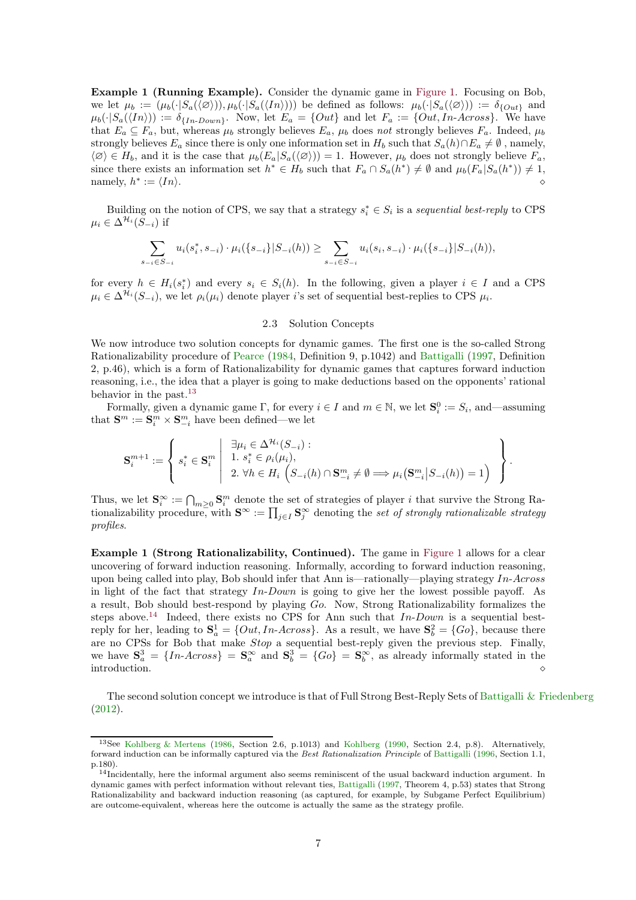**Example 1 (Running Example).** Consider the dynamic game in Figure 1. Focusing on Bob, we let $\mu_b := (\mu_b(\cdot|S_a(\langle\varnothing\rangle)), \mu_b(\cdot|S_a(\langle In\rangle)))$ be defined as follows: $\mu_b(\cdot|S_a(\langle\varnothing\rangle)) := \delta_{\{Out\}}$ and $\mu_b(\cdot|S_a(\langle In\rangle)) := \delta_{\{In\text{-}Down\}}$. Now, let $E_a = \{Out\}$ and let $F_a := \{Out, In\text{-}Across\}$. We have that $E_a \subseteq F_a$, but, whereas $\mu_b$ strongly believes $E_a$, $\mu_b$ does *not* strongly believes $F_a$. Indeed, $\mu_b$ strongly believes $E_a$ since there is only one information set in $H_b$ such that $S_a(h) \cap E_a \neq \emptyset$ , namely, $\langle\varnothing\rangle \in H_b$, and it is the case that $\mu_b(E_a|S_a(\langle\varnothing\rangle)) = 1$. However, $\mu_b$ does not strongly believe $F_a$, since there exists an information set $h^* \in H_b$ such that $F_a \cap S_a(h^*) \neq \emptyset$ and $\mu_b(F_a|S_a(h^*)) \neq 1$, namely, $h^* := \langle In\rangle$. ⋄

Building on the notion of CPS, we say that a strategy $s_i^* \in S_i$ is a *sequential best-reply* to CPS $\mu_i \in \Delta^{\mathcal{H}_i}(S_{-i})$ if

$$\sum_{s_{-i}\in S_{-i}} u_i(s_i^*, s_{-i}) \cdot \mu_i(\{s_{-i}\}|S_{-i}(h)) \geq \sum_{s_{-i}\in S_{-i}} u_i(s_i, s_{-i}) \cdot \mu_i(\{s_{-i}\}|S_{-i}(h)),$$

for every $h \in H_i(s_i^*)$ and every $s_i \in S_i(h)$. In the following, given a player $i \in I$ and a CPS $\mu_i \in \Delta^{\mathcal{H}_i}(S_{-i})$, we let $\rho_i(\mu_i)$ denote player $i$'s set of sequential best-replies to CPS $\mu_i$.

### 2.3 Solution Concepts

We now introduce two solution concepts for dynamic games. The first one is the so-called Strong Rationalizability procedure of Pearce (1984, Definition 9, p.1042) and Battigalli (1997, Definition 2, p.46), which is a form of Rationalizability for dynamic games that captures forward induction reasoning, i.e., the idea that a player is going to make deductions based on the opponents' rational behavior in the past.[13]

Formally, given a dynamic game $\Gamma$, for every $i \in I$ and $m \in \mathbb{N}$, we let $\mathbf{S}_i^0 := S_i$, and—assuming that $\mathbf{S}^m := \mathbf{S}_i^m \times \mathbf{S}_{-i}^m$ have been defined—we let

$$\mathbf{S}_i^{m+1} := \left\{ s_i^* \in \mathbf{S}_i^m \;\middle|\; \begin{array}{l} \exists \mu_i \in \Delta^{\mathcal{H}_i}(S_{-i}) : \\ 1.\ s_i^* \in \rho_i(\mu_i), \\ 2.\ \forall h \in H_i \left(S_{-i}(h) \cap \mathbf{S}_{-i}^m \neq \emptyset \Longrightarrow \mu_i\big(\mathbf{S}_{-i}^m | S_{-i}(h)\big) = 1\right) \end{array} \right\}.$$

Thus, we let $\mathbf{S}_i^\infty := \bigcap_{m\geq 0} \mathbf{S}_i^m$ denote the set of strategies of player $i$ that survive the Strong Rationalizability procedure, with $\mathbf{S}^\infty := \prod_{j\in I} \mathbf{S}_j^\infty$ denoting the *set of strongly rationalizable strategy profiles*.

**Example 1 (Strong Rationalizability, Continued).** The game in Figure 1 allows for a clear uncovering of forward induction reasoning. Informally, according to forward induction reasoning, upon being called into play, Bob should infer that Ann is—rationally—playing strategy *In-Across* in light of the fact that strategy *In-Down* is going to give her the lowest possible payoff. As a result, Bob should best-respond by playing *Go*. Now, Strong Rationalizability formalizes the steps above.[14] Indeed, there exists no CPS for Ann such that *In-Down* is a sequential best-reply for her, leading to $\mathbf{S}_a^1 = \{Out, In\text{-}Across\}$. As a result, we have $\mathbf{S}_b^2 = \{Go\}$, because there are no CPSs for Bob that make *Stop* a sequential best-reply given the previous step. Finally, we have $\mathbf{S}_a^3 = \{In\text{-}Across\} = \mathbf{S}_a^\infty$ and $\mathbf{S}_b^3 = \{Go\} = \mathbf{S}_b^\infty$, as already informally stated in the introduction. ⋄

The second solution concept we introduce is that of Full Strong Best-Reply Sets of Battigalli & Friedenberg (2012).

---

[13] See Kohlberg & Mertens (1986, Section 2.6, p.1013) and Kohlberg (1990, Section 2.4, p.8). Alternatively, forward induction can be informally captured via the *Best Rationalization Principle* of Battigalli (1996, Section 1.1, p.180).

[14] Incidentally, here the informal argument also seems reminiscent of the usual backward induction argument. In dynamic games with perfect information without relevant ties, Battigalli (1997, Theorem 4, p.53) states that Strong Rationalizability and backward induction reasoning (as captured, for example, by Subgame Perfect Equilibrium) are outcome-equivalent, whereas here the outcome is actually the same as the strategy profile.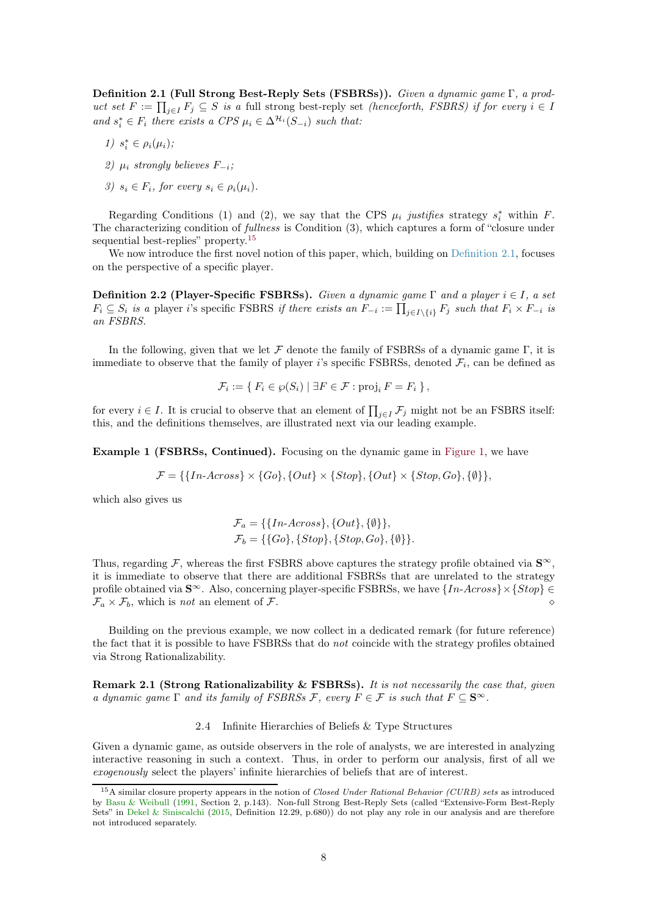**Definition 2.1 (Full Strong Best-Reply Sets (FSBRSs)).** *Given a dynamic game* $\Gamma$*, a product set* $F := \prod_{j \in I} F_j \subseteq S$ *is a* full strong best-reply set *(henceforth, FSBRS) if for every* $i \in I$ *and* $s_i^* \in F_i$ *there exists a CPS* $\mu_i \in \Delta^{\mathcal{H}_i}(S_{-i})$ *such that:*

*1)* $s_i^* \in \rho_i(\mu_i)$*;*

*2)* $\mu_i$ *strongly believes* $F_{-i}$*;*

*3)* $s_i \in F_i$*, for every* $s_i \in \rho_i(\mu_i)$*.*

Regarding Conditions (1) and (2), we say that the CPS $\mu_i$ *justifies* strategy $s_i^*$ within $F$. The characterizing condition of *fullness* is Condition (3), which captures a form of "closure under sequential best-replies" property.[15]

We now introduce the first novel notion of this paper, which, building on Definition 2.1, focuses on the perspective of a specific player.

**Definition 2.2 (Player-Specific FSBRSs).** *Given a dynamic game* $\Gamma$ *and a player* $i \in I$*, a set* $F_i \subseteq S_i$ *is a* player $i$'s specific FSBRS *if there exists an* $F_{-i} := \prod_{j \in I \setminus \{i\}} F_j$ *such that* $F_i \times F_{-i}$ *is an FSBRS.*

In the following, given that we let $\mathcal{F}$ denote the family of FSBRSs of a dynamic game $\Gamma$, it is immediate to observe that the family of player $i$'s specific FSBRSs, denoted $\mathcal{F}_i$, can be defined as

$$\mathcal{F}_i := \{\, F_i \in \wp(S_i) \mid \exists F \in \mathcal{F} : \operatorname{proj}_i F = F_i \,\},$$

for every $i \in I$. It is crucial to observe that an element of $\prod_{j \in I} \mathcal{F}_j$ might not be an FSBRS itself: this, and the definitions themselves, are illustrated next via our leading example.

**Example 1 (FSBRSs, Continued).** Focusing on the dynamic game in Figure 1, we have

$$\mathcal{F} = \{\{\textit{In-Across}\} \times \{\textit{Go}\}, \{\textit{Out}\} \times \{\textit{Stop}\}, \{\textit{Out}\} \times \{\textit{Stop}, \textit{Go}\}, \{\emptyset\}\},$$

which also gives us

$$\mathcal{F}_a = \{\{\textit{In-Across}\}, \{\textit{Out}\}, \{\emptyset\}\},$$
$$\mathcal{F}_b = \{\{\textit{Go}\}, \{\textit{Stop}\}, \{\textit{Stop}, \textit{Go}\}, \{\emptyset\}\}.$$

Thus, regarding $\mathcal{F}$, whereas the first FSBRS above captures the strategy profile obtained via $\mathbf{S}^\infty$, it is immediate to observe that there are additional FSBRSs that are unrelated to the strategy profile obtained via $\mathbf{S}^\infty$. Also, concerning player-specific FSBRSs, we have $\{\textit{In-Across}\} \times \{\textit{Stop}\} \in \mathcal{F}_a \times \mathcal{F}_b$, which is *not* an element of $\mathcal{F}$. ⋄

Building on the previous example, we now collect in a dedicated remark (for future reference) the fact that it is possible to have FSBRSs that do *not* coincide with the strategy profiles obtained via Strong Rationalizability.

**Remark 2.1 (Strong Rationalizability & FSBRSs).** *It is not necessarily the case that, given a dynamic game* $\Gamma$ *and its family of FSBRSs* $\mathcal{F}$*, every* $F \in \mathcal{F}$ *is such that* $F \subseteq \mathbf{S}^\infty$*.*

### 2.4 Infinite Hierarchies of Beliefs & Type Structures

Given a dynamic game, as outside observers in the role of analysts, we are interested in analyzing interactive reasoning in such a context. Thus, in order to perform our analysis, first of all we *exogenously* select the players' infinite hierarchies of beliefs that are of interest.

[15] A similar closure property appears in the notion of *Closed Under Rational Behavior (CURB) sets* as introduced by Basu & Weibull (1991, Section 2, p.143). Non-full Strong Best-Reply Sets (called "Extensive-Form Best-Reply Sets" in Dekel & Siniscalchi (2015, Definition 12.29, p.680)) do not play any role in our analysis and are therefore not introduced separately.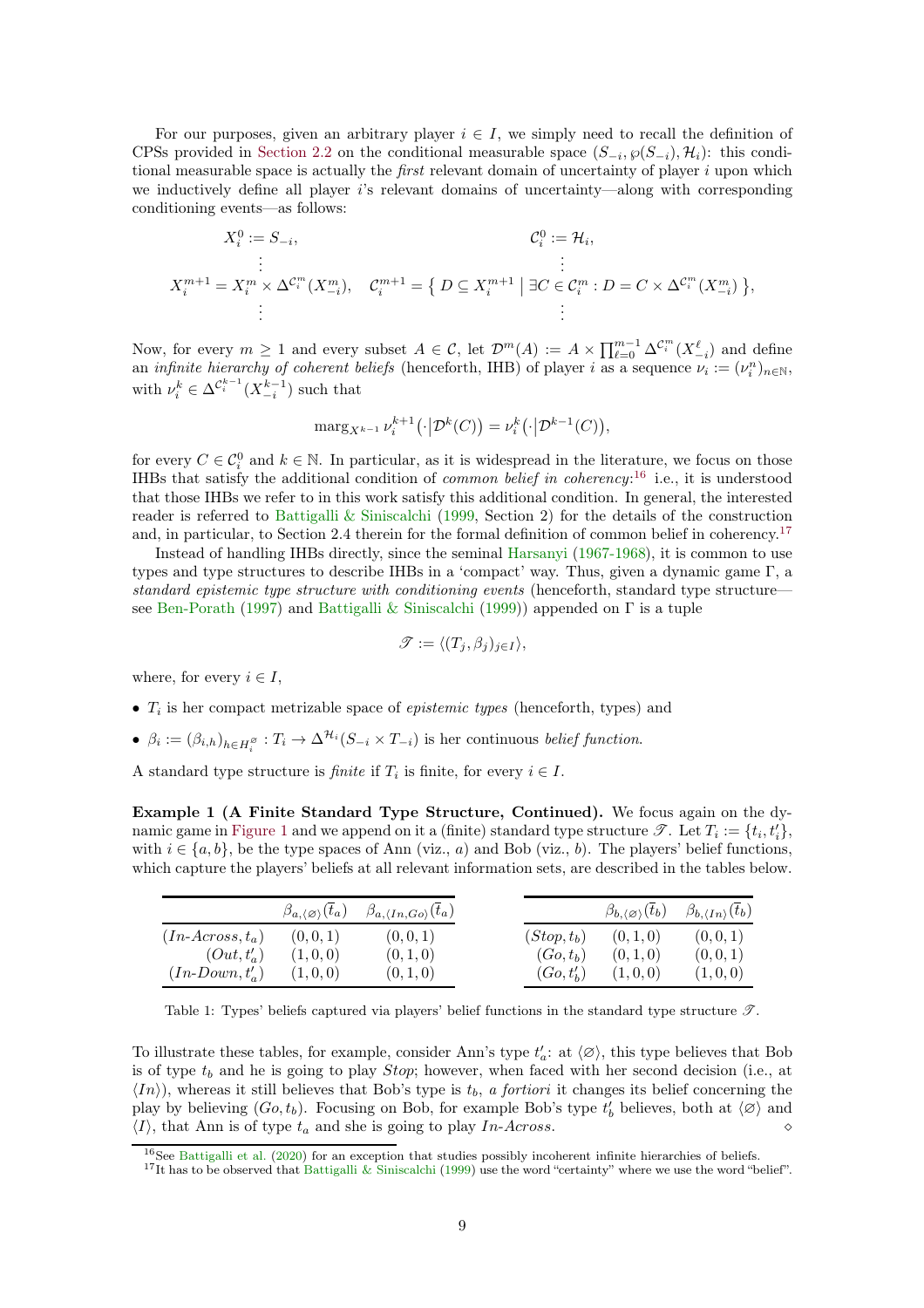For our purposes, given an arbitrary player $i \in I$, we simply need to recall the definition of CPSs provided in Section 2.2 on the conditional measurable space $(S_{-i}, \wp(S_{-i}), \mathcal{H}_i)$: this conditional measurable space is actually the *first* relevant domain of uncertainty of player $i$ upon which we inductively define all player $i$'s relevant domains of uncertainty—along with corresponding conditioning events—as follows:

$$
\begin{aligned}
X_i^0 &:= S_{-i}, & \mathcal{C}_i^0 &:= \mathcal{H}_i, \\
&\vdots & &\vdots \\
X_i^{m+1} &= X_i^m \times \Delta^{\mathcal{C}_i^m}(X_{-i}^m), & \mathcal{C}_i^{m+1} &= \left\{ D \subseteq X_i^{m+1} \;\middle|\; \exists C \in \mathcal{C}_i^m : D = C \times \Delta^{\mathcal{C}_i^m}(X_{-i}^m) \right\}, \\
&\vdots & &\vdots
\end{aligned}
$$

Now, for every $m \geq 1$ and every subset $A \in \mathcal{C}$, let $\mathcal{D}^m(A) := A \times \prod_{\ell=0}^{m-1} \Delta^{\mathcal{C}_i^m}(X_{-i}^\ell)$ and define an *infinite hierarchy of coherent beliefs* (henceforth, IHB) of player $i$ as a sequence $\nu_i := (\nu_i^n)_{n \in \mathbb{N}}$, with $\nu_i^k \in \Delta^{\mathcal{C}_i^{k-1}}(X_{-i}^{k-1})$ such that

$$
\operatorname{marg}_{X^{k-1}} \nu_i^{k+1}\big(\cdot \big| \mathcal{D}^k(C)\big) = \nu_i^k\big(\cdot \big| \mathcal{D}^{k-1}(C)\big),
$$

for every $C \in \mathcal{C}_i^0$ and $k \in \mathbb{N}$. In particular, as it is widespread in the literature, we focus on those IHBs that satisfy the additional condition of *common belief in coherency*:[16] i.e., it is understood that those IHBs we refer to in this work satisfy this additional condition. In general, the interested reader is referred to Battigalli & Siniscalchi (1999, Section 2) for the details of the construction and, in particular, to Section 2.4 therein for the formal definition of common belief in coherency.[17]

Instead of handling IHBs directly, since the seminal Harsanyi (1967-1968), it is common to use types and type structures to describe IHBs in a 'compact' way. Thus, given a dynamic game $\Gamma$, a *standard epistemic type structure with conditioning events* (henceforth, standard type structure—see Ben-Porath (1997) and Battigalli & Siniscalchi (1999)) appended on $\Gamma$ is a tuple

$$
\mathscr{T} := \langle (T_j, \beta_j)_{j \in I} \rangle,
$$

where, for every $i \in I$,

- $T_i$ is her compact metrizable space of *epistemic types* (henceforth, types) and
- $\beta_i := (\beta_{i,h})_{h \in H_i^\varnothing} : T_i \to \Delta^{\mathcal{H}_i}(S_{-i} \times T_{-i})$ is her continuous *belief function*.

A standard type structure is *finite* if $T_i$ is finite, for every $i \in I$.

**Example 1 (A Finite Standard Type Structure, Continued).** We focus again on the dynamic game in Figure 1 and we append on it a (finite) standard type structure $\mathscr{T}$. Let $T_i := \{t_i, t_i'\}$, with $i \in \{a, b\}$, be the type spaces of Ann (viz., $a$) and Bob (viz., $b$). The players' belief functions, which capture the players' beliefs at all relevant information sets, are described in the tables below.

| | $\beta_{a,\langle\varnothing\rangle}(\bar{t}_a)$ | $\beta_{a,\langle In,Go\rangle}(\bar{t}_a)$ |
|---|---|---|
| $(In\text{-}Across, t_a)$ | $(0,0,1)$ | $(0,0,1)$ |
| $(Out, t_a')$ | $(1,0,0)$ | $(0,1,0)$ |
| $(In\text{-}Down, t_a')$ | $(1,0,0)$ | $(0,1,0)$ |

| | $\beta_{b,\langle\varnothing\rangle}(\bar{t}_b)$ | $\beta_{b,\langle In\rangle}(\bar{t}_b)$ |
|---|---|---|
| $(Stop, t_b)$ | $(0,1,0)$ | $(0,0,1)$ |
| $(Go, t_b)$ | $(0,1,0)$ | $(0,0,1)$ |
| $(Go, t_b')$ | $(1,0,0)$ | $(1,0,0)$ |

Table 1: Types' beliefs captured via players' belief functions in the standard type structure $\mathscr{T}$.

To illustrate these tables, for example, consider Ann's type $t_a'$: at $\langle\varnothing\rangle$, this type believes that Bob is of type $t_b$ and he is going to play *Stop*; however, when faced with her second decision (i.e., at $\langle In\rangle$), whereas it still believes that Bob's type is $t_b$, *a fortiori* it changes its belief concerning the play by believing $(Go, t_b)$. Focusing on Bob, for example Bob's type $t_b'$ believes, both at $\langle\varnothing\rangle$ and $\langle I\rangle$, that Ann is of type $t_a$ and she is going to play *In-Across*. ⋄

[16] See Battigalli et al. (2020) for an exception that studies possibly incoherent infinite hierarchies of beliefs.

[17] It has to be observed that Battigalli & Siniscalchi (1999) use the word "certainty" where we use the word "belief".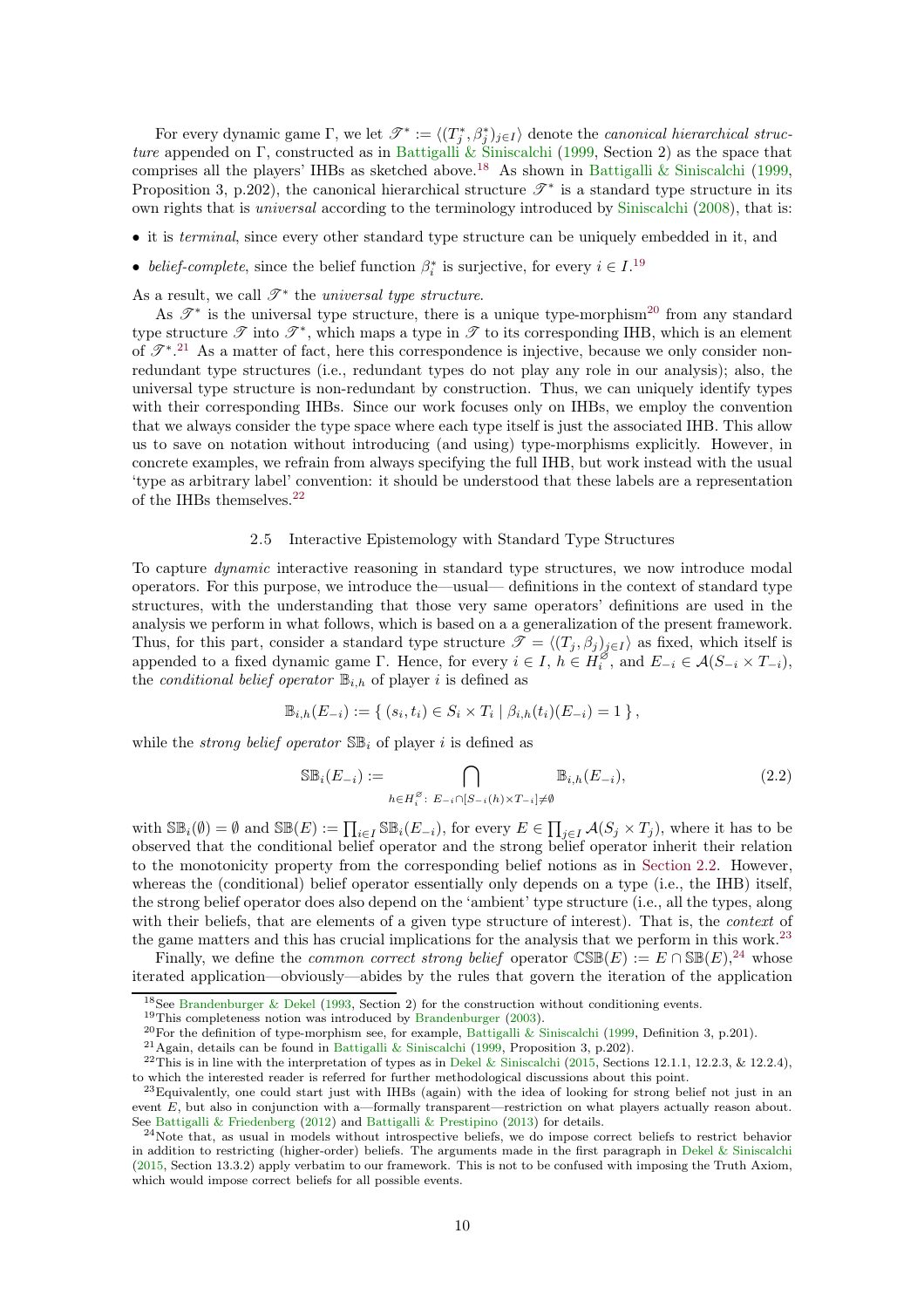For every dynamic game $\Gamma$, we let $\mathscr{T}^* := \langle (T_j^*, \beta_j^*)_{j \in I} \rangle$ denote the *canonical hierarchical structure* appended on $\Gamma$, constructed as in Battigalli & Siniscalchi (1999, Section 2) as the space that comprises all the players' IHBs as sketched above.[18] As shown in Battigalli & Siniscalchi (1999, Proposition 3, p.202), the canonical hierarchical structure $\mathscr{T}^*$ is a standard type structure in its own rights that is *universal* according to the terminology introduced by Siniscalchi (2008), that is:

- it is *terminal*, since every other standard type structure can be uniquely embedded in it, and
- *belief-complete*, since the belief function $\beta_i^*$ is surjective, for every $i \in I$.[19]

As a result, we call $\mathscr{T}^*$ the *universal type structure*.

As $\mathscr{T}^*$ is the universal type structure, there is a unique type-morphism[20] from any standard type structure $\mathscr{T}$ into $\mathscr{T}^*$, which maps a type in $\mathscr{T}$ to its corresponding IHB, which is an element of $\mathscr{T}^*$.[21] As a matter of fact, here this correspondence is injective, because we only consider non-redundant type structures (i.e., redundant types do not play any role in our analysis); also, the universal type structure is non-redundant by construction. Thus, we can uniquely identify types with their corresponding IHBs. Since our work focuses only on IHBs, we employ the convention that we always consider the type space where each type itself is just the associated IHB. This allow us to save on notation without introducing (and using) type-morphisms explicitly. However, in concrete examples, we refrain from always specifying the full IHB, but work instead with the usual 'type as arbitrary label' convention: it should be understood that these labels are a representation of the IHBs themselves.[22]

## 2.5 Interactive Epistemology with Standard Type Structures

To capture *dynamic* interactive reasoning in standard type structures, we now introduce modal operators. For this purpose, we introduce the—usual— definitions in the context of standard type structures, with the understanding that those very same operators' definitions are used in the analysis we perform in what follows, which is based on a a generalization of the present framework. Thus, for this part, consider a standard type structure $\mathscr{T} = \langle (T_j, \beta_j)_{j \in I} \rangle$ as fixed, which itself is appended to a fixed dynamic game $\Gamma$. Hence, for every $i \in I$, $h \in H_i^{\varnothing}$, and $E_{-i} \in \mathcal{A}(S_{-i} \times T_{-i})$, the *conditional belief operator* $\mathbb{B}_{i,h}$ of player $i$ is defined as

$$\mathbb{B}_{i,h}(E_{-i}) := \{ (s_i, t_i) \in S_i \times T_i \mid \beta_{i,h}(t_i)(E_{-i}) = 1 \},$$

while the *strong belief operator* $\mathbb{SB}_i$ of player $i$ is defined as

$$\mathbb{SB}_i(E_{-i}) := \bigcap_{h \in H_i^{\varnothing} :\ E_{-i} \cap [S_{-i}(h) \times T_{-i}] \neq \emptyset} \mathbb{B}_{i,h}(E_{-i}), \tag{2.2}$$

with $\mathbb{SB}_i(\emptyset) = \emptyset$ and $\mathbb{SB}(E) := \prod_{i \in I} \mathbb{SB}_i(E_{-i})$, for every $E \in \prod_{j \in I} \mathcal{A}(S_j \times T_j)$, where it has to be observed that the conditional belief operator and the strong belief operator inherit their relation to the monotonicity property from the corresponding belief notions as in Section 2.2. However, whereas the (conditional) belief operator essentially only depends on a type (i.e., the IHB) itself, the strong belief operator does also depend on the 'ambient' type structure (i.e., all the types, along with their beliefs, that are elements of a given type structure of interest). That is, the *context* of the game matters and this has crucial implications for the analysis that we perform in this work.[23]

Finally, we define the *common correct strong belief* operator $\mathbb{CSB}(E) := E \cap \mathbb{SB}(E)$,[24] whose iterated application—obviously—abides by the rules that govern the iteration of the application

[18] See Brandenburger & Dekel (1993, Section 2) for the construction without conditioning events.

[19] This completeness notion was introduced by Brandenburger (2003).

[20] For the definition of type-morphism see, for example, Battigalli & Siniscalchi (1999, Definition 3, p.201).

[21] Again, details can be found in Battigalli & Siniscalchi (1999, Proposition 3, p.202).

[22] This is in line with the interpretation of types as in Dekel & Siniscalchi (2015, Sections 12.1.1, 12.2.3, & 12.2.4), to which the interested reader is referred for further methodological discussions about this point.

[23] Equivalently, one could start just with IHBs (again) with the idea of looking for strong belief not just in an event $E$, but also in conjunction with a—formally transparent—restriction on what players actually reason about. See Battigalli & Friedenberg (2012) and Battigalli & Prestipino (2013) for details.

[24] Note that, as usual in models without introspective beliefs, we do impose correct beliefs to restrict behavior in addition to restricting (higher-order) beliefs. The arguments made in the first paragraph in Dekel & Siniscalchi (2015, Section 13.3.2) apply verbatim to our framework. This is not to be confused with imposing the Truth Axiom, which would impose correct beliefs for all possible events.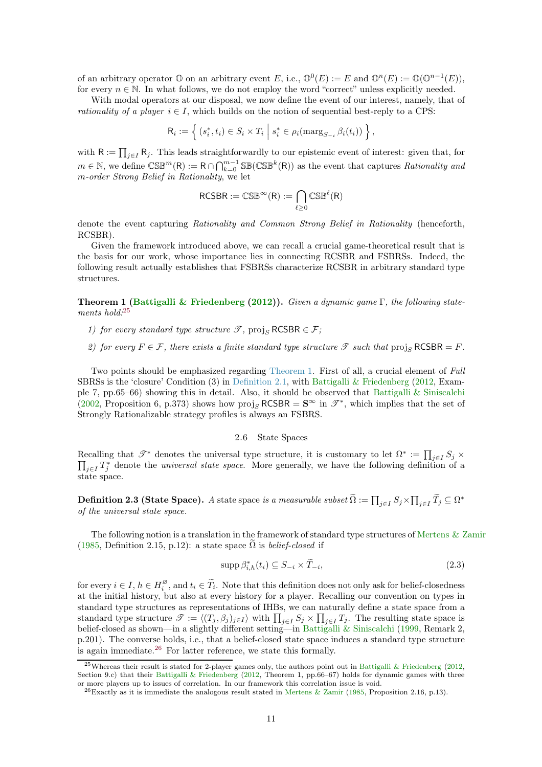of an arbitrary operator $\mathbb{O}$ on an arbitrary event $E$, i.e., $\mathbb{O}^0(E) := E$ and $\mathbb{O}^n(E) := \mathbb{O}(\mathbb{O}^{n-1}(E))$, for every $n \in \mathbb{N}$. In what follows, we do not employ the word "correct" unless explicitly needed.

With modal operators at our disposal, we now define the event of our interest, namely, that of *rationality of a player* $i \in I$, which builds on the notion of sequential best-reply to a CPS:

$$\mathsf{R}_i := \left\{ (s_i^*, t_i) \in S_i \times T_i \;\middle|\; s_i^* \in \rho_i(\operatorname{marg}_{S_{-i}} \beta_i(t_i)) \right\},$$

with $\mathsf{R} := \prod_{j \in I} \mathsf{R}_j$. This leads straightforwardly to our epistemic event of interest: given that, for $m \in \mathbb{N}$, we define $\mathbb{CSB}^m(\mathsf{R}) := \mathsf{R} \cap \bigcap_{k=0}^{m-1} \mathbb{SB}(\mathbb{CSB}^k(\mathsf{R}))$ as the event that captures *Rationality and m-order Strong Belief in Rationality*, we let

$$\mathsf{RCSBR} := \mathbb{CSB}^\infty(\mathsf{R}) := \bigcap_{\ell \geq 0} \mathbb{CSB}^\ell(\mathsf{R})$$

denote the event capturing *Rationality and Common Strong Belief in Rationality* (henceforth, RCSBR).

Given the framework introduced above, we can recall a crucial game-theoretical result that is the basis for our work, whose importance lies in connecting RCSBR and FSBRSs. Indeed, the following result actually establishes that FSBRSs characterize RCSBR in arbitrary standard type structures.

**Theorem 1 (Battigalli & Friedenberg (2012)).** *Given a dynamic game* $\Gamma$*, the following statements hold:*[25]

1) *for every standard type structure* $\mathscr{T}$*,* $\operatorname{proj}_S \mathsf{RCSBR} \in \mathcal{F}$*;*
2) *for every* $F \in \mathcal{F}$*, there exists a finite standard type structure* $\mathscr{T}$ *such that* $\operatorname{proj}_S \mathsf{RCSBR} = F$*.*

Two points should be emphasized regarding Theorem 1. First of all, a crucial element of *Full* SBRSs is the 'closure' Condition (3) in Definition 2.1, with Battigalli & Friedenberg (2012, Example 7, pp.65–66) showing this in detail. Also, it should be observed that Battigalli & Siniscalchi (2002, Proposition 6, p.373) shows how $\operatorname{proj}_S \mathsf{RCSBR} = \mathbf{S}^\infty$ in $\mathscr{T}^*$, which implies that the set of Strongly Rationalizable strategy profiles is always an FSBRS.

### 2.6 State Spaces

Recalling that $\mathscr{T}^*$ denotes the universal type structure, it is customary to let $\Omega^* := \prod_{j \in I} S_j \times \prod_{j \in I} T_j^*$ denote the *universal state space*. More generally, we have the following definition of a state space.

**Definition 2.3 (State Space).** *A* state space *is a measurable subset* $\widetilde{\Omega} := \prod_{j \in I} S_j \times \prod_{j \in I} \widetilde{T}_j \subseteq \Omega^*$ *of the universal state space.*

The following notion is a translation in the framework of standard type structures of Mertens & Zamir (1985, Definition 2.15, p.12): a state space $\widetilde{\Omega}$ is *belief-closed* if

$$\operatorname{supp} \beta_{i,h}^*(t_i) \subseteq S_{-i} \times \widetilde{T}_{-i}, \tag{2.3}$$

for every $i \in I$, $h \in H_i^{\varnothing}$, and $t_i \in \widetilde{T}_i$. Note that this definition does not only ask for belief-closedness at the initial history, but also at every history for a player. Recalling our convention on types in standard type structures as representations of IHBs, we can naturally define a state space from a standard type structure $\mathscr{T} := \langle (T_j, \beta_j)_{j \in I} \rangle$ with $\prod_{j \in I} S_j \times \prod_{j \in I} T_j$. The resulting state space is belief-closed as shown—in a slightly different setting—in Battigalli & Siniscalchi (1999, Remark 2, p.201). The converse holds, i.e., that a belief-closed state space induces a standard type structure is again immediate.[26] For latter reference, we state this formally.

[25] Whereas their result is stated for 2-player games only, the authors point out in Battigalli & Friedenberg (2012, Section 9.c) that their Battigalli & Friedenberg (2012, Theorem 1, pp.66–67) holds for dynamic games with three or more players up to issues of correlation. In our framework this correlation issue is void.

[26] Exactly as it is immediate the analogous result stated in Mertens & Zamir (1985, Proposition 2.16, p.13).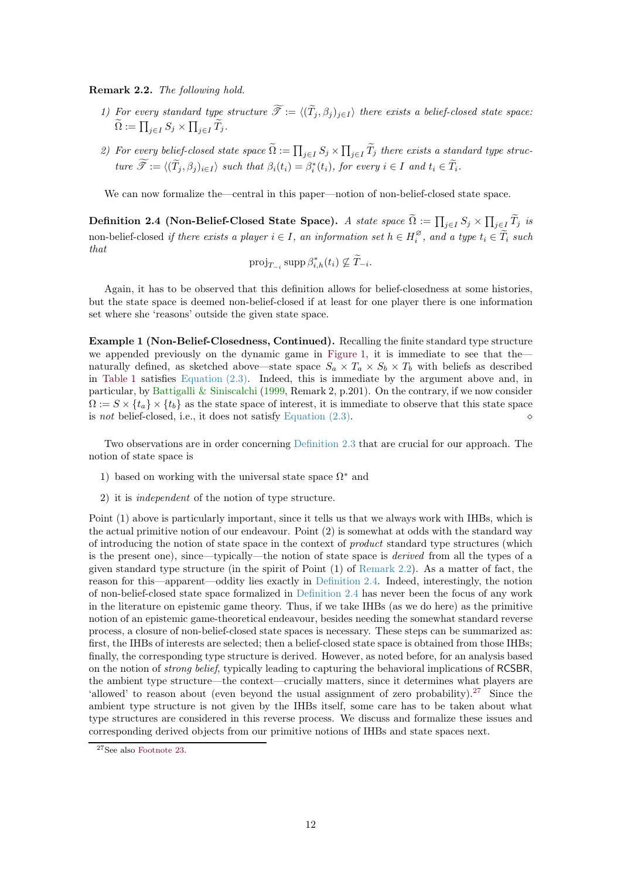**Remark 2.2.** *The following hold.*

1) *For every standard type structure $\widetilde{\mathscr{T}} := \langle (\widetilde{T}_j, \beta_j)_{j \in I} \rangle$ there exists a belief-closed state space: $\widetilde{\Omega} := \prod_{j \in I} S_j \times \prod_{j \in I} \widetilde{T}_j$.*

2) *For every belief-closed state space $\widetilde{\Omega} := \prod_{j \in I} S_j \times \prod_{j \in I} \widetilde{T}_j$ there exists a standard type structure $\widetilde{\mathscr{T}} := \langle (\widetilde{T}_j, \beta_j)_{i \in I} \rangle$ such that $\beta_i(t_i) = \beta^*_i(t_i)$, for every $i \in I$ and $t_i \in \widetilde{T}_i$.*

We can now formalize the—central in this paper—notion of non-belief-closed state space.

**Definition 2.4 (Non-Belief-Closed State Space).** *A state space $\widetilde{\Omega} := \prod_{j \in I} S_j \times \prod_{j \in I} \widetilde{T}_j$ is* non-belief-closed *if there exists a player $i \in I$, an information set $h \in H^{\varnothing}_i$, and a type $t_i \in \widetilde{T}_i$ such that*

$$\operatorname{proj}_{T_{-i}} \operatorname{supp} \beta^*_{i,h}(t_i) \not\subseteq \widetilde{T}_{-i}.$$

Again, it has to be observed that this definition allows for belief-closedness at some histories, but the state space is deemed non-belief-closed if at least for one player there is one information set where she 'reasons' outside the given state space.

**Example 1 (Non-Belief-Closedness, Continued).** Recalling the finite standard type structure we appended previously on the dynamic game in Figure 1, it is immediate to see that the—naturally defined, as sketched above—state space $S_a \times T_a \times S_b \times T_b$ with beliefs as described in Table 1 satisfies Equation (2.3). Indeed, this is immediate by the argument above and, in particular, by Battigalli & Siniscalchi (1999, Remark 2, p.201). On the contrary, if we now consider $\Omega := S \times \{t_a\} \times \{t_b\}$ as the state space of interest, it is immediate to observe that this state space is *not* belief-closed, i.e., it does not satisfy Equation (2.3). ◇

Two observations are in order concerning Definition 2.3 that are crucial for our approach. The notion of state space is

1) based on working with the universal state space $\Omega^*$ and

2) it is *independent* of the notion of type structure.

Point (1) above is particularly important, since it tells us that we always work with IHBs, which is the actual primitive notion of our endeavour. Point (2) is somewhat at odds with the standard way of introducing the notion of state space in the context of *product* standard type structures (which is the present one), since—typically—the notion of state space is *derived* from all the types of a given standard type structure (in the spirit of Point (1) of Remark 2.2). As a matter of fact, the reason for this—apparent—oddity lies exactly in Definition 2.4. Indeed, interestingly, the notion of non-belief-closed state space formalized in Definition 2.4 has never been the focus of any work in the literature on epistemic game theory. Thus, if we take IHBs (as we do here) as the primitive notion of an epistemic game-theoretical endeavour, besides needing the somewhat standard reverse process, a closure of non-belief-closed state spaces is necessary. These steps can be summarized as: first, the IHBs of interests are selected; then a belief-closed state space is obtained from those IHBs; finally, the corresponding type structure is derived. However, as noted before, for an analysis based on the notion of *strong belief*, typically leading to capturing the behavioral implications of RCSBR, the ambient type structure—the context—crucially matters, since it determines what players are 'allowed' to reason about (even beyond the usual assignment of zero probability).[27] Since the ambient type structure is not given by the IHBs itself, some care has to be taken about what type structures are considered in this reverse process. We discuss and formalize these issues and corresponding derived objects from our primitive notions of IHBs and state spaces next.

[27] See also Footnote 23.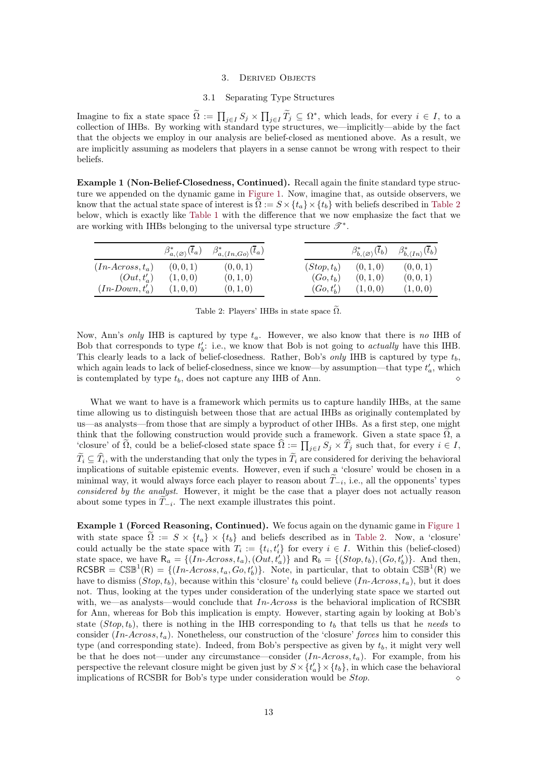## 3. Derived Objects

### 3.1 Separating Type Structures

Imagine to fix a state space $\widetilde{\Omega} := \prod_{j \in I} S_j \times \prod_{j \in I} \widetilde{T}_j \subseteq \Omega^*$, which leads, for every $i \in I$, to a collection of IHBs. By working with standard type structures, we—implicitly—abide by the fact that the objects we employ in our analysis are belief-closed as mentioned above. As a result, we are implicitly assuming as modelers that players in a sense cannot be wrong with respect to their beliefs.

**Example 1 (Non-Belief-Closedness, Continued).** Recall again the finite standard type structure we appended on the dynamic game in Figure 1. Now, imagine that, as outside observers, we know that the actual state space of interest is $\widetilde{\Omega} := S \times \{t_a\} \times \{t_b\}$ with beliefs described in Table 2 below, which is exactly like Table 1 with the difference that we now emphasize the fact that we are working with IHBs belonging to the universal type structure $\mathscr{T}^*$.

| | $\beta^*_{a,\langle\varnothing\rangle}(\overline{t}_a)$ | $\beta^*_{a,\langle In,Go\rangle}(\overline{t}_a)$ |
|---|---|---|
| $(In\text{-}Across, t_a)$ | $(0,0,1)$ | $(0,0,1)$ |
| $(Out, t'_a)$ | $(1,0,0)$ | $(0,1,0)$ |
| $(In\text{-}Down, t'_a)$ | $(1,0,0)$ | $(0,1,0)$ |

| | $\beta^*_{b,\langle\varnothing\rangle}(\overline{t}_b)$ | $\beta^*_{b,\langle In\rangle}(\overline{t}_b)$ |
|---|---|---|
| $(Stop, t_b)$ | $(0,1,0)$ | $(0,0,1)$ |
| $(Go, t_b)$ | $(0,1,0)$ | $(0,0,1)$ |
| $(Go, t'_b)$ | $(1,0,0)$ | $(1,0,0)$ |

Table 2: Players' IHBs in state space $\widetilde{\Omega}$.

Now, Ann's *only* IHB is captured by type $t_a$. However, we also know that there is *no* IHB of Bob that corresponds to type $t'_b$: i.e., we know that Bob is not going to *actually* have this IHB. This clearly leads to a lack of belief-closedness. Rather, Bob's *only* IHB is captured by type $t_b$, which again leads to lack of belief-closedness, since we know—by assumption—that type $t'_a$, which is contemplated by type $t_b$, does not capture any IHB of Ann. ⋄

What we want to have is a framework which permits us to capture handily IHBs, at the same time allowing us to distinguish between those that are actual IHBs as originally contemplated by us—as analysts—from those that are simply a byproduct of other IHBs. As a first step, one might think that the following construction would provide such a framework. Given a state space $\widetilde{\Omega}$, a 'closure' of $\widetilde{\Omega}$, could be a belief-closed state space $\widehat{\Omega} := \prod_{j \in I} S_j \times \widehat{T}_j$ such that, for every $i \in I$, $\widetilde{T}_i \subseteq \widehat{T}_i$, with the understanding that only the types in $\widetilde{T}_i$ are considered for deriving the behavioral implications of suitable epistemic events. However, even if such a 'closure' would be chosen in a minimal way, it would always force each player to reason about $\widetilde{T}_{-i}$, i.e., all the opponents' types *considered by the analyst*. However, it might be the case that a player does not actually reason about some types in $\widetilde{T}_{-i}$. The next example illustrates this point.

**Example 1 (Forced Reasoning, Continued).** We focus again on the dynamic game in Figure 1 with state space $\widetilde{\Omega} := S \times \{t_a\} \times \{t_b\}$ and beliefs described as in Table 2. Now, a 'closure' could actually be the state space with $T_i := \{t_i, t'_i\}$ for every $i \in I$. Within this (belief-closed) state space, we have $\mathsf{R}_a = \{(In\text{-}Across, t_a), (Out, t'_a)\}$ and $\mathsf{R}_b = \{(Stop, t_b), (Go, t'_b)\}$. And then, $\mathsf{RCSBR} = \mathbb{CSB}^1(\mathsf{R}) = \{(In\text{-}Across, t_a, Go, t'_b)\}$. Note, in particular, that to obtain $\mathbb{CSB}^1(\mathsf{R})$ we have to dismiss $(Stop, t_b)$, because within this 'closure' $t_b$ could believe $(In\text{-}Across, t_a)$, but it does not. Thus, looking at the types under consideration of the underlying state space we started out with, we—as analysts—would conclude that *In-Across* is the behavioral implication of RCSBR for Ann, whereas for Bob this implication is empty. However, starting again by looking at Bob's state $(Stop, t_b)$, there is nothing in the IHB corresponding to $t_b$ that tells us that he *needs* to consider $(In\text{-}Across, t_a)$. Nonetheless, our construction of the 'closure' *forces* him to consider this type (and corresponding state). Indeed, from Bob's perspective as given by $t_b$, it might very well be that he does not—under any circumstance—consider $(In\text{-}Across, t_a)$. For example, from his perspective the relevant closure might be given just by $S \times \{t'_a\} \times \{t_b\}$, in which case the behavioral implications of RCSBR for Bob's type under consideration would be *Stop*. ⋄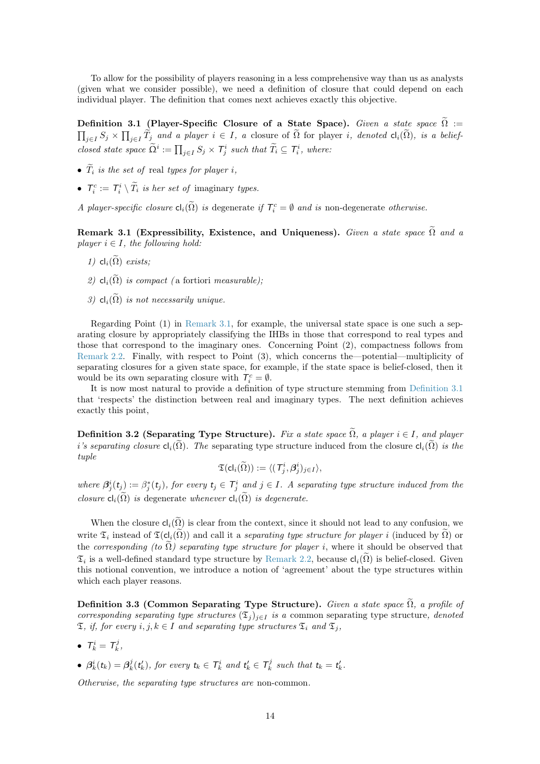To allow for the possibility of players reasoning in a less comprehensive way than us as analysts (given what we consider possible), we need a definition of closure that could depend on each individual player. The definition that comes next achieves exactly this objective.

**Definition 3.1 (Player-Specific Closure of a State Space).** *Given a state space* $\widetilde{\Omega} := \prod_{j \in I} S_j \times \prod_{j \in I} \widetilde{T}_j$ *and a player* $i \in I$*, a closure of* $\widetilde{\Omega}$ *for player* $i$*, denoted* $\mathsf{cl}_i(\widetilde{\Omega})$*, is a belief-closed state space* $\widetilde{\Omega}^i := \prod_{j \in I} S_j \times \mathsf{T}^i_j$ *such that* $\widetilde{T}_i \subseteq \mathsf{T}^i_i$*, where:*

- $\widetilde{T}_i$ *is the set of* real *types for player* $i$*,*
- $\mathsf{T}^c_i := \mathsf{T}^i_i \setminus \widetilde{T}_i$ *is her set of* imaginary *types.*

*A player-specific closure* $\mathsf{cl}_i(\widetilde{\Omega})$ *is* degenerate *if* $\mathsf{T}^c_i = \emptyset$ *and is* non-degenerate *otherwise.*

**Remark 3.1 (Expressibility, Existence, and Uniqueness).** *Given a state space* $\widetilde{\Omega}$ *and a player* $i \in I$*, the following hold:*

1) $\mathsf{cl}_i(\widetilde{\Omega})$ *exists;*

2) $\mathsf{cl}_i(\widetilde{\Omega})$ *is compact (*a fortiori *measurable);*

3) $\mathsf{cl}_i(\widetilde{\Omega})$ *is not necessarily unique.*

Regarding Point (1) in Remark 3.1, for example, the universal state space is one such a separating closure by appropriately classifying the IHBs in those that correspond to real types and those that correspond to the imaginary ones. Concerning Point (2), compactness follows from Remark 2.2. Finally, with respect to Point (3), which concerns the—potential—multiplicity of separating closures for a given state space, for example, if the state space is belief-closed, then it would be its own separating closure with $\mathsf{T}^c_i = \emptyset$.

It is now most natural to provide a definition of type structure stemming from Definition 3.1 that 'respects' the distinction between real and imaginary types. The next definition achieves exactly this point,

**Definition 3.2 (Separating Type Structure).** *Fix a state space* $\widetilde{\Omega}$*, a player* $i \in I$*, and player* $i$*'s separating closure* $\mathsf{cl}_i(\widetilde{\Omega})$*. The* separating type structure induced from the closure $\mathsf{cl}_i(\widetilde{\Omega})$ *is the tuple*

$$\mathfrak{T}(\mathsf{cl}_i(\widetilde{\Omega})) := \langle (\mathsf{T}^i_j, \boldsymbol{\beta}^i_j)_{j \in I} \rangle,$$

*where* $\boldsymbol{\beta}^i_j(\mathsf{t}_j) := \beta^*_j(\mathsf{t}_j)$*, for every* $\mathsf{t}_j \in \mathsf{T}^i_j$ *and* $j \in I$*. A separating type structure induced from the closure* $\mathsf{cl}_i(\widetilde{\Omega})$ *is* degenerate *whenever* $\mathsf{cl}_i(\widetilde{\Omega})$ *is degenerate.*

When the closure $\mathsf{cl}_i(\widetilde{\Omega})$ is clear from the context, since it should not lead to any confusion, we write $\mathfrak{T}_i$ instead of $\mathfrak{T}(\mathsf{cl}_i(\widetilde{\Omega}))$ and call it a *separating type structure for player* $i$ (induced by $\widetilde{\Omega}$) or the *corresponding (to* $\widetilde{\Omega}$*) separating type structure for player* $i$, where it should be observed that $\mathfrak{T}_i$ is a well-defined standard type structure by Remark 2.2, because $\mathsf{cl}_i(\widetilde{\Omega})$ is belief-closed. Given this notional convention, we introduce a notion of 'agreement' about the type structures within which each player reasons.

**Definition 3.3 (Common Separating Type Structure).** *Given a state space* $\widetilde{\Omega}$*, a profile of corresponding separating type structures* $(\mathfrak{T}_j)_{j \in I}$ *is a* common separating type structure*, denoted* $\mathfrak{T}$*, if, for every* $i, j, k \in I$ *and separating type structures* $\mathfrak{T}_i$ *and* $\mathfrak{T}_j$*,*

- $\mathsf{T}^i_k = \mathsf{T}^j_k$*,*
- $\boldsymbol{\beta}^i_k(\mathsf{t}_k) = \boldsymbol{\beta}^j_k(\mathsf{t}'_k)$*, for every* $\mathsf{t}_k \in \mathsf{T}^i_k$ *and* $\mathsf{t}'_k \in \mathsf{T}^j_k$ *such that* $\mathsf{t}_k = \mathsf{t}'_k$*.*

*Otherwise, the separating type structures are* non-common*.*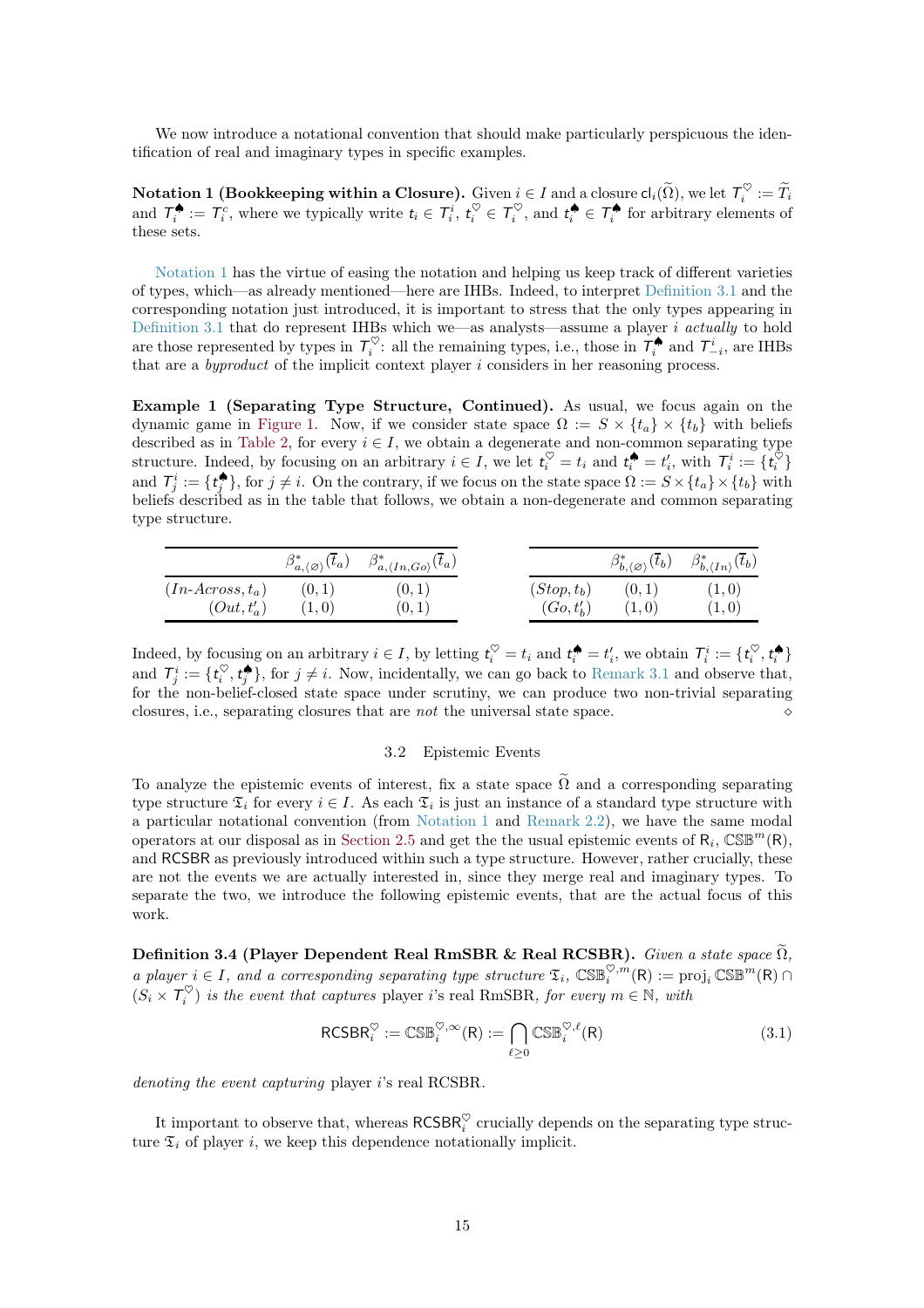We now introduce a notational convention that should make particularly perspicuous the identification of real and imaginary types in specific examples.

**Notation 1 (Bookkeeping within a Closure).** Given $i \in I$ and a closure $\mathsf{cl}_i(\widetilde{\Omega})$, we let $T_i^{\heartsuit} := \widetilde{T}_i$ and $T_i^{\spadesuit} := T_i^c$, where we typically write $t_i \in T_i^i$, $t_i^{\heartsuit} \in T_i^{\heartsuit}$, and $t_i^{\spadesuit} \in T_i^{\spadesuit}$ for arbitrary elements of these sets.

Notation 1 has the virtue of easing the notation and helping us keep track of different varieties of types, which—as already mentioned—here are IHBs. Indeed, to interpret Definition 3.1 and the corresponding notation just introduced, it is important to stress that the only types appearing in Definition 3.1 that do represent IHBs which we—as analysts—assume a player $i$ *actually* to hold are those represented by types in $T_i^{\heartsuit}$: all the remaining types, i.e., those in $T_i^{\spadesuit}$ and $T_{-i}^i$, are IHBs that are a *byproduct* of the implicit context player $i$ considers in her reasoning process.

**Example 1 (Separating Type Structure, Continued).** As usual, we focus again on the dynamic game in Figure 1. Now, if we consider state space $\Omega := S \times \{t_a\} \times \{t_b\}$ with beliefs described as in Table 2, for every $i \in I$, we obtain a degenerate and non-common separating type structure. Indeed, by focusing on an arbitrary $i \in I$, we let $t_i^{\heartsuit} = t_i$ and $t_i^{\spadesuit} = t_i'$, with $T_i^i := \{t_i^{\heartsuit}\}$ and $T_j^i := \{t_j^{\spadesuit}\}$, for $j \neq i$. On the contrary, if we focus on the state space $\Omega := S \times \{t_a\} \times \{t_b\}$ with beliefs described as in the table that follows, we obtain a non-degenerate and common separating type structure.

| | $\beta^*_{a,\langle\varnothing\rangle}(\overline{t}_a)$ | $\beta^*_{a,\langle In,Go\rangle}(\overline{t}_a)$ |
|---|---|---|
| $(In\text{-}Across, t_a)$ | $(0,1)$ | $(0,1)$ |
| $(Out, t_a')$ | $(1,0)$ | $(0,1)$ |

| | $\beta^*_{b,\langle\varnothing\rangle}(\overline{t}_b)$ | $\beta^*_{b,\langle In\rangle}(\overline{t}_b)$ |
|---|---|---|
| $(Stop, t_b)$ | $(0,1)$ | $(1,0)$ |
| $(Go, t_b')$ | $(1,0)$ | $(1,0)$ |

Indeed, by focusing on an arbitrary $i \in I$, by letting $t_i^{\heartsuit} = t_i$ and $t_i^{\spadesuit} = t_i'$, we obtain $T_i^i := \{t_i^{\heartsuit}, t_i^{\spadesuit}\}$ and $T_j^i := \{t_i^{\heartsuit}, t_j^{\spadesuit}\}$, for $j \neq i$. Now, incidentally, we can go back to Remark 3.1 and observe that, for the non-belief-closed state space under scrutiny, we can produce two non-trivial separating closures, i.e., separating closures that are *not* the universal state space. $\diamond$

## 3.2 Epistemic Events

To analyze the epistemic events of interest, fix a state space $\widetilde{\Omega}$ and a corresponding separating type structure $\mathfrak{T}_i$ for every $i \in I$. As each $\mathfrak{T}_i$ is just an instance of a standard type structure with a particular notational convention (from Notation 1 and Remark 2.2), we have the same modal operators at our disposal as in Section 2.5 and get the the usual epistemic events of $\mathsf{R}_i$, $\mathbb{CSB}^m(\mathsf{R})$, and $\mathsf{RCSBR}$ as previously introduced within such a type structure. However, rather crucially, these are not the events we are actually interested in, since they merge real and imaginary types. To separate the two, we introduce the following epistemic events, that are the actual focus of this work.

**Definition 3.4 (Player Dependent Real RmSBR & Real RCSBR).** *Given a state space $\widetilde{\Omega}$, a player $i \in I$, and a corresponding separating type structure $\mathfrak{T}_i$, $\mathbb{CSB}_i^{\heartsuit,m}(\mathsf{R}) := \mathrm{proj}_i \, \mathbb{CSB}^m(\mathsf{R}) \cap (S_i \times T_i^{\heartsuit})$ is the event that captures* player $i$'s real RmSBR, *for every $m \in \mathbb{N}$, with*

$$\mathsf{RCSBR}_i^{\heartsuit} := \mathbb{CSB}_i^{\heartsuit,\infty}(\mathsf{R}) := \bigcap_{\ell \geq 0} \mathbb{CSB}_i^{\heartsuit,\ell}(\mathsf{R}) \tag{3.1}$$

*denoting the event capturing* player $i$'s real RCSBR.

It important to observe that, whereas $\mathsf{RCSBR}_i^{\heartsuit}$ crucially depends on the separating type structure $\mathfrak{T}_i$ of player $i$, we keep this dependence notationally implicit.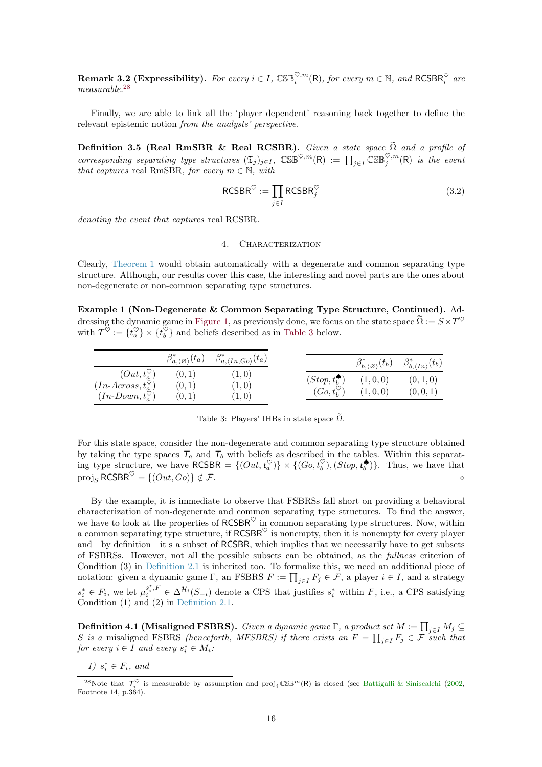**Remark 3.2 (Expressibility).** *For every $i \in I$, $\mathbb{CSB}_i^{\heartsuit,m}(\mathsf{R})$, for every $m \in \mathbb{N}$, and $\mathsf{RCSBR}_i^{\heartsuit}$ are measurable.*[28]

Finally, we are able to link all the 'player dependent' reasoning back together to define the relevant epistemic notion *from the analysts' perspective*.

**Definition 3.5 (Real RmSBR & Real RCSBR).** *Given a state space $\widetilde{\Omega}$ and a profile of corresponding separating type structures $(\mathfrak{T}_j)_{j\in I}$, $\mathbb{CSB}^{\heartsuit,m}(\mathsf{R}) := \prod_{j\in I} \mathbb{CSB}_j^{\heartsuit,m}(\mathsf{R})$ is the event that captures* real RmSBR, *for every $m \in \mathbb{N}$, with*

$$\mathsf{RCSBR}^{\heartsuit} := \prod_{j\in I} \mathsf{RCSBR}_j^{\heartsuit} \tag{3.2}$$

*denoting the event that captures* real RCSBR.

## 4. Characterization

Clearly, Theorem 1 would obtain automatically with a degenerate and common separating type structure. Although, our results cover this case, the interesting and novel parts are the ones about non-degenerate or non-common separating type structures.

**Example 1 (Non-Degenerate & Common Separating Type Structure, Continued).** Addressing the dynamic game in Figure 1, as previously done, we focus on the state space $\widetilde{\Omega} := S \times T^{\heartsuit}$ with $T^{\heartsuit} := \{t_a^{\heartsuit}\} \times \{t_b^{\heartsuit}\}$ and beliefs described as in Table 3 below.

| | $\beta^*_{a,\langle\varnothing\rangle}(t_a)$ | $\beta^*_{a,\langle In,Go\rangle}(t_a)$ |
|---|---|---|
| $(Out, t_a^{\heartsuit})$ | $(0,1)$ | $(1,0)$ |
| $(In\text{-}Across, t_a^{\heartsuit})$ | $(0,1)$ | $(1,0)$ |
| $(In\text{-}Down, t_a^{\heartsuit})$ | $(0,1)$ | $(1,0)$ |

| | $\beta^*_{b,\langle\varnothing\rangle}(t_b)$ | $\beta^*_{b,\langle In\rangle}(t_b)$ |
|---|---|---|
| $(Stop, t_b^{\spadesuit})$ | $(1,0,0)$ | $(0,1,0)$ |
| $(Go, t_b^{\heartsuit})$ | $(1,0,0)$ | $(0,0,1)$ |

Table 3: Players' IHBs in state space $\widetilde{\Omega}$.

For this state space, consider the non-degenerate and common separating type structure obtained by taking the type spaces $\mathcal{T}_a$ and $\mathcal{T}_b$ with beliefs as described in the tables. Within this separating type structure, we have $\mathsf{RCSBR} = \{(Out, t_a^{\heartsuit})\} \times \{(Go, t_b^{\heartsuit}), (Stop, t_b^{\spadesuit})\}$. Thus, we have that $\mathrm{proj}_S \mathsf{RCSBR}^{\heartsuit} = \{(Out, Go)\} \notin \mathcal{F}$. ⋄

By the example, it is immediate to observe that FSBRSs fall short on providing a behavioral characterization of non-degenerate and common separating type structures. To find the answer, we have to look at the properties of $\mathsf{RCSBR}^{\heartsuit}$ in common separating type structures. Now, within a common separating type structure, if $\mathsf{RCSBR}^{\heartsuit}$ is nonempty, then it is nonempty for every player and—by definition—it s a subset of $\mathsf{RCSBR}$, which implies that we necessarily have to get subsets of FSBRSs. However, not all the possible subsets can be obtained, as the *fullness* criterion of Condition (3) in Definition 2.1 is inherited too. To formalize this, we need an additional piece of notation: given a dynamic game $\Gamma$, an FSBRS $F := \prod_{j\in I} F_j \in \mathcal{F}$, a player $i \in I$, and a strategy $s_i^* \in F_i$, we let $\mu_i^{s_i^*,F} \in \Delta^{\mathcal{H}_i}(S_{-i})$ denote a CPS that justifies $s_i^*$ within $F$, i.e., a CPS satisfying Condition (1) and (2) in Definition 2.1.

**Definition 4.1 (Misaligned FSBRS).** *Given a dynamic game $\Gamma$, a product set $M := \prod_{j\in I} M_j \subseteq S$ is a* misaligned FSBRS *(henceforth, MFSBRS) if there exists an $F = \prod_{j\in I} F_j \in \mathcal{F}$ such that for every $i \in I$ and every $s_i^* \in M_i$:*

*1) $s_i^* \in F_i$, and*

[28] Note that $\mathcal{T}_i^{\heartsuit}$ is measurable by assumption and $\mathrm{proj}_i\, \mathbb{CSB}^m(\mathsf{R})$ is closed (see Battigalli & Siniscalchi (2002, Footnote 14, p.364).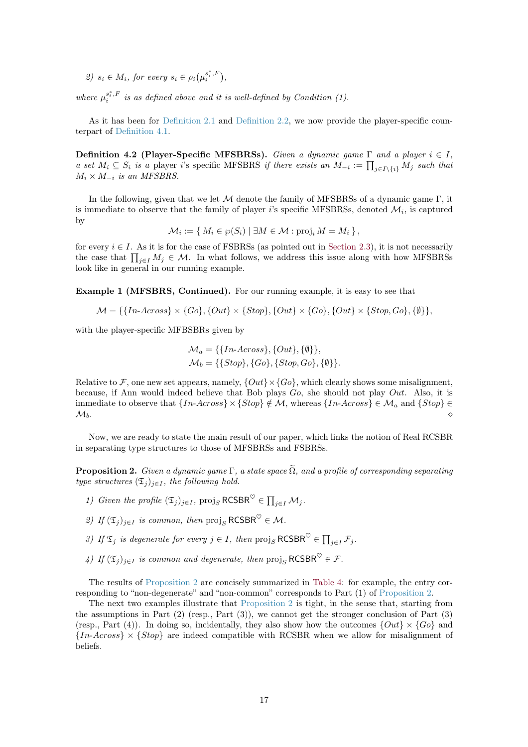2) $s_i \in M_i$, for every $s_i \in \rho_i(\mu_i^{s_i^*,F})$,

where $\mu_i^{s_i^*,F}$ is as defined above and it is well-defined by Condition (1).

As it has been for Definition 2.1 and Definition 2.2, we now provide the player-specific counterpart of Definition 4.1.

**Definition 4.2 (Player-Specific MFSBRSs).** *Given a dynamic game $\Gamma$ and a player $i \in I$, a set $M_i \subseteq S_i$ is a* player $i$'s specific MFSBRS *if there exists an $M_{-i} := \prod_{j \in I \setminus \{i\}} M_j$ such that $M_i \times M_{-i}$ is an MFSBRS.*

In the following, given that we let $\mathcal{M}$ denote the family of MFSBRSs of a dynamic game $\Gamma$, it is immediate to observe that the family of player $i$'s specific MFSBRSs, denoted $\mathcal{M}_i$, is captured by

$$\mathcal{M}_i := \{\, M_i \in \wp(S_i) \mid \exists M \in \mathcal{M} : \operatorname{proj}_i M = M_i \,\},$$

for every $i \in I$. As it is for the case of FSBRSs (as pointed out in Section 2.3), it is not necessarily the case that $\prod_{j \in I} M_j \in \mathcal{M}$. In what follows, we address this issue along with how MFSBRSs look like in general in our running example.

**Example 1 (MFSBRS, Continued).** For our running example, it is easy to see that

$$\mathcal{M} = \{\{\textit{In-Across}\} \times \{\textit{Go}\}, \{\textit{Out}\} \times \{\textit{Stop}\}, \{\textit{Out}\} \times \{\textit{Go}\}, \{\textit{Out}\} \times \{\textit{Stop}, \textit{Go}\}, \{\emptyset\}\},$$

with the player-specific MFBSBRs given by

$$\mathcal{M}_a = \{\{\textit{In-Across}\}, \{\textit{Out}\}, \{\emptyset\}\},$$
$$\mathcal{M}_b = \{\{\textit{Stop}\}, \{\textit{Go}\}, \{\textit{Stop}, \textit{Go}\}, \{\emptyset\}\}.$$

Relative to $\mathcal{F}$, one new set appears, namely, $\{\textit{Out}\} \times \{\textit{Go}\}$, which clearly shows some misalignment, because, if Ann would indeed believe that Bob plays *Go*, she should not play *Out*. Also, it is immediate to observe that $\{\textit{In-Across}\} \times \{\textit{Stop}\} \notin \mathcal{M}$, whereas $\{\textit{In-Across}\} \in \mathcal{M}_a$ and $\{\textit{Stop}\} \in \mathcal{M}_b$. ◇

Now, we are ready to state the main result of our paper, which links the notion of Real RCSBR in separating type structures to those of MFSBRSs and FSBRSs.

**Proposition 2.** *Given a dynamic game $\Gamma$, a state space $\widetilde{\Omega}$, and a profile of corresponding separating type structures $(\mathfrak{T}_j)_{j \in I}$, the following hold.*

1) *Given the profile $(\mathfrak{T}_j)_{j \in I}$, $\operatorname{proj}_S \mathsf{RCSBR}^{\heartsuit} \in \prod_{j \in I} \mathcal{M}_j$.*

2) *If $(\mathfrak{T}_j)_{j \in I}$ is common, then $\operatorname{proj}_S \mathsf{RCSBR}^{\heartsuit} \in \mathcal{M}$.*

3) *If $\mathfrak{T}_j$ is degenerate for every $j \in I$, then $\operatorname{proj}_S \mathsf{RCSBR}^{\heartsuit} \in \prod_{j \in I} \mathcal{F}_j$.*

4) *If $(\mathfrak{T}_j)_{j \in I}$ is common and degenerate, then $\operatorname{proj}_S \mathsf{RCSBR}^{\heartsuit} \in \mathcal{F}$.*

The results of Proposition 2 are concisely summarized in Table 4: for example, the entry corresponding to "non-degenerate" and "non-common" corresponds to Part (1) of Proposition 2.

The next two examples illustrate that Proposition 2 is tight, in the sense that, starting from the assumptions in Part (2) (resp., Part (3)), we cannot get the stronger conclusion of Part (3) (resp., Part (4)). In doing so, incidentally, they also show how the outcomes $\{\textit{Out}\} \times \{\textit{Go}\}$ and $\{\textit{In-Across}\} \times \{\textit{Stop}\}$ are indeed compatible with RCSBR when we allow for misalignment of beliefs.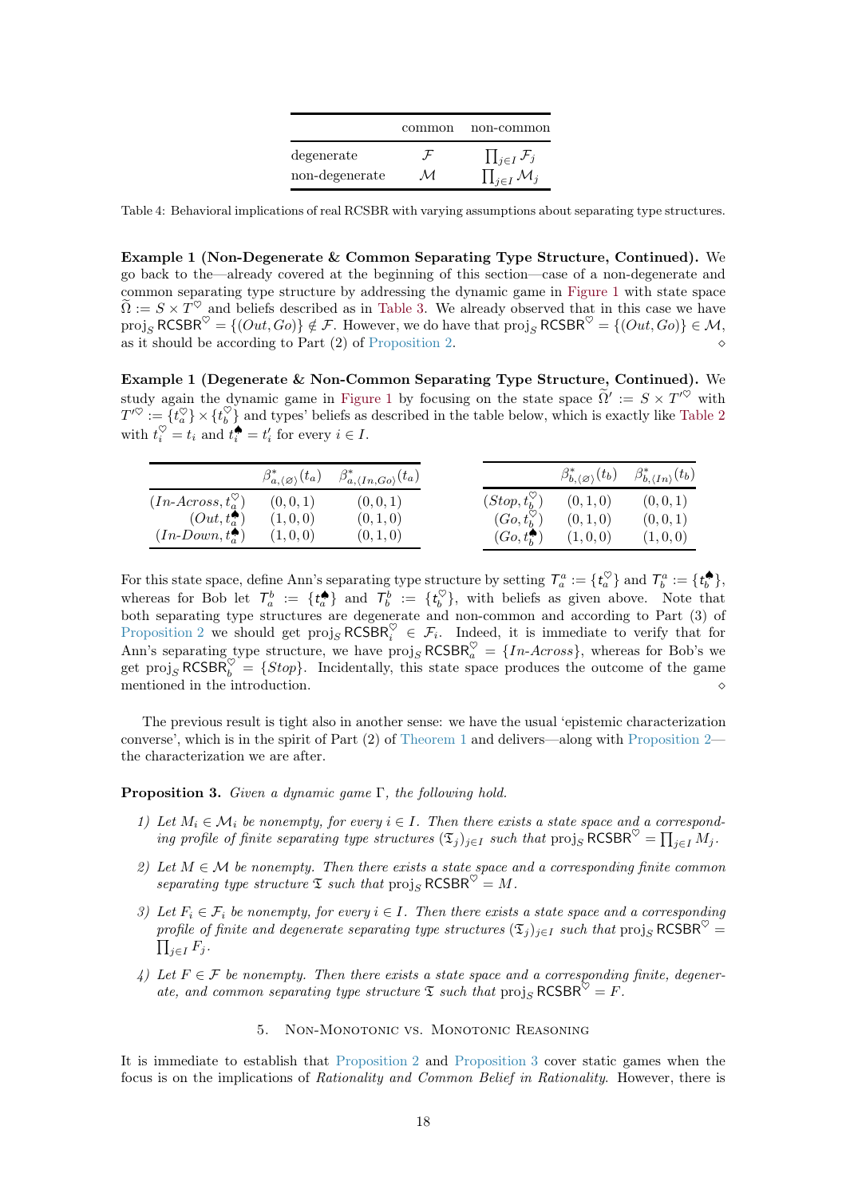| | common | non-common |
|---|---|---|
| degenerate | $\mathcal{F}$ | $\prod_{j \in I} \mathcal{F}_j$ |
| non-degenerate | $\mathcal{M}$ | $\prod_{j \in I} \mathcal{M}_j$ |

Table 4: Behavioral implications of real RCSBR with varying assumptions about separating type structures.

**Example 1 (Non-Degenerate & Common Separating Type Structure, Continued).** We go back to the—already covered at the beginning of this section—case of a non-degenerate and common separating type structure by addressing the dynamic game in Figure 1 with state space $\widetilde{\Omega} := S \times T^{\heartsuit}$ and beliefs described as in Table 3. We already observed that in this case we have $\mathrm{proj}_S \, \mathsf{RCSBR}^{\heartsuit} = \{(Out, Go)\} \notin \mathcal{F}$. However, we do have that $\mathrm{proj}_S \, \mathsf{RCSBR}^{\heartsuit} = \{(Out, Go)\} \in \mathcal{M}$, as it should be according to Part (2) of Proposition 2. $\diamond$

**Example 1 (Degenerate & Non-Common Separating Type Structure, Continued).** We study again the dynamic game in Figure 1 by focusing on the state space $\widetilde{\Omega}' := S \times T'^{\heartsuit}$ with $T'^{\heartsuit} := \{t^{\heartsuit}_a\} \times \{t^{\heartsuit}_b\}$ and types' beliefs as described in the table below, which is exactly like Table 2 with $t^{\heartsuit}_i = t_i$ and $t^{\spadesuit}_i = t'_i$ for every $i \in I$.

| | $\beta^*_{a,\langle \varnothing \rangle}(t_a)$ | $\beta^*_{a,\langle In, Go \rangle}(t_a)$ |
|---|---|---|
| $(In\text{-}Across, t^{\heartsuit}_a)$ | $(0,0,1)$ | $(0,0,1)$ |
| $(Out, t^{\spadesuit}_a)$ | $(1,0,0)$ | $(0,1,0)$ |
| $(In\text{-}Down, t^{\spadesuit}_a)$ | $(1,0,0)$ | $(0,1,0)$ |

| | $\beta^*_{b,\langle \varnothing \rangle}(t_b)$ | $\beta^*_{b,\langle In \rangle}(t_b)$ |
|---|---|---|
| $(Stop, t^{\heartsuit}_b)$ | $(0,1,0)$ | $(0,0,1)$ |
| $(Go, t^{\heartsuit}_b)$ | $(0,1,0)$ | $(0,0,1)$ |
| $(Go, t^{\spadesuit}_b)$ | $(1,0,0)$ | $(1,0,0)$ |

For this state space, define Ann's separating type structure by setting $\mathcal{T}^a_a := \{t^{\heartsuit}_a\}$ and $\mathcal{T}^a_b := \{t^{\spadesuit}_b\}$, whereas for Bob let $\mathcal{T}^b_a := \{t^{\spadesuit}_a\}$ and $\mathcal{T}^b_b := \{t^{\heartsuit}_b\}$, with beliefs as given above. Note that both separating type structures are degenerate and non-common and according to Part (3) of Proposition 2 we should get $\mathrm{proj}_S \, \mathsf{RCSBR}^{\heartsuit}_i \in \mathcal{F}_i$. Indeed, it is immediate to verify that for Ann's separating type structure, we have $\mathrm{proj}_S \, \mathsf{RCSBR}^{\heartsuit}_a = \{In\text{-}Across\}$, whereas for Bob's we get $\mathrm{proj}_S \, \mathsf{RCSBR}^{\heartsuit}_b = \{Stop\}$. Incidentally, this state space produces the outcome of the game mentioned in the introduction. $\diamond$

The previous result is tight also in another sense: we have the usual 'epistemic characterization converse', which is in the spirit of Part (2) of Theorem 1 and delivers—along with Proposition 2—the characterization we are after.

**Proposition 3.** *Given a dynamic game $\Gamma$, the following hold.*

1) *Let $M_i \in \mathcal{M}_i$ be nonempty, for every $i \in I$. Then there exists a state space and a corresponding profile of finite separating type structures $(\mathfrak{T}_j)_{j \in I}$ such that $\mathrm{proj}_S \, \mathsf{RCSBR}^{\heartsuit} = \prod_{j \in I} M_j$.*
2) *Let $M \in \mathcal{M}$ be nonempty. Then there exists a state space and a corresponding finite common separating type structure $\mathfrak{T}$ such that $\mathrm{proj}_S \, \mathsf{RCSBR}^{\heartsuit} = M$.*
3) *Let $F_i \in \mathcal{F}_i$ be nonempty, for every $i \in I$. Then there exists a state space and a corresponding profile of finite and degenerate separating type structures $(\mathfrak{T}_j)_{j \in I}$ such that $\mathrm{proj}_S \, \mathsf{RCSBR}^{\heartsuit} = \prod_{j \in I} F_j$.*
4) *Let $F \in \mathcal{F}$ be nonempty. Then there exists a state space and a corresponding finite, degenerate, and common separating type structure $\mathfrak{T}$ such that $\mathrm{proj}_S \, \mathsf{RCSBR}^{\heartsuit} = F$.*

## 5. Non-Monotonic vs. Monotonic Reasoning

It is immediate to establish that Proposition 2 and Proposition 3 cover static games when the focus is on the implications of *Rationality and Common Belief in Rationality*. However, there is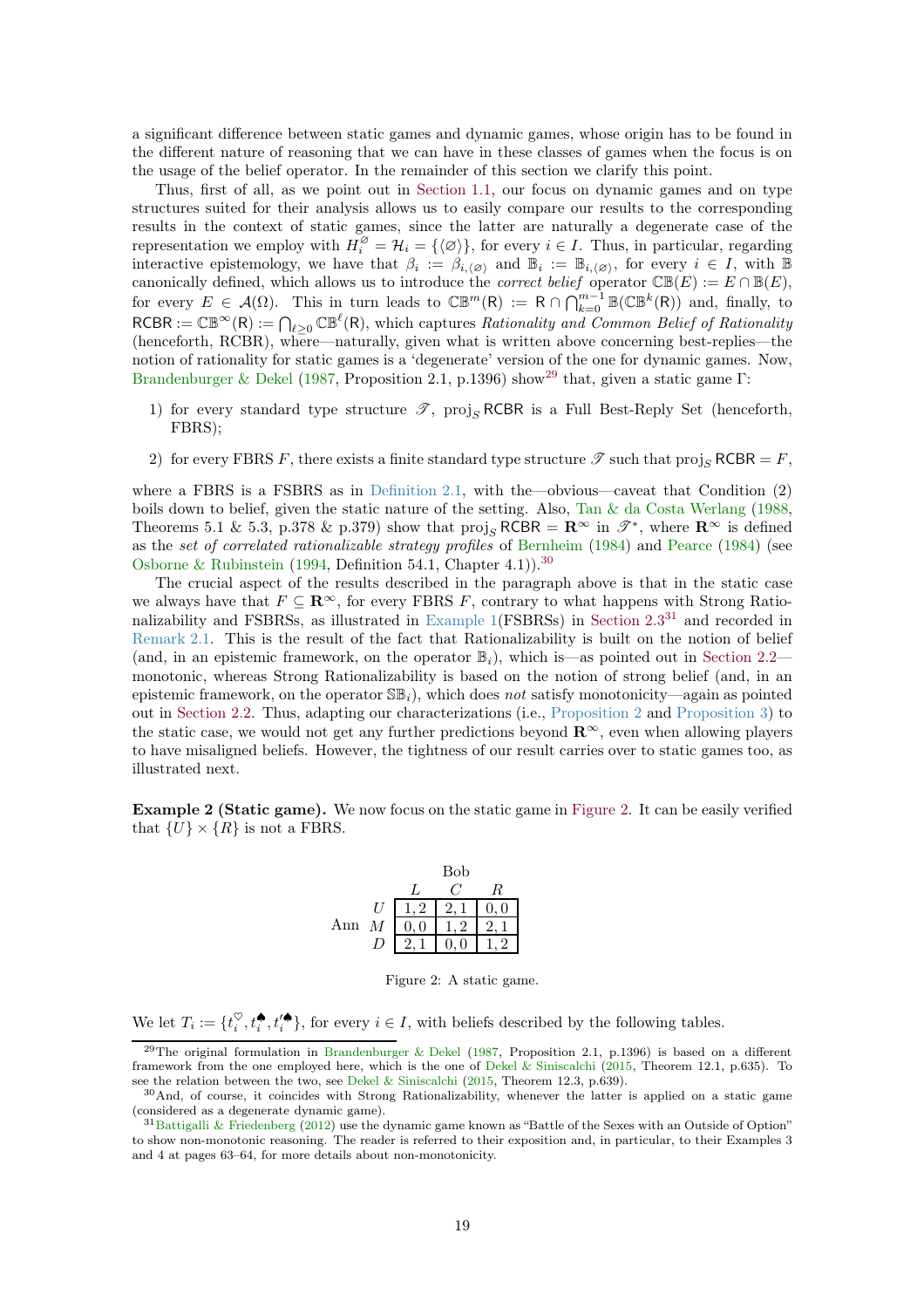a significant difference between static games and dynamic games, whose origin has to be found in the different nature of reasoning that we can have in these classes of games when the focus is on the usage of the belief operator. In the remainder of this section we clarify this point.

Thus, first of all, as we point out in Section 1.1, our focus on dynamic games and on type structures suited for their analysis allows us to easily compare our results to the corresponding results in the context of static games, since the latter are naturally a degenerate case of the representation we employ with $H_i^{\varnothing} = \mathcal{H}_i = \{\langle \varnothing \rangle\}$, for every $i \in I$. Thus, in particular, regarding interactive epistemology, we have that $\beta_i := \beta_{i,\langle \varnothing \rangle}$ and $\mathbb{B}_i := \mathbb{B}_{i,\langle \varnothing \rangle}$, for every $i \in I$, with $\mathbb{B}$ canonically defined, which allows us to introduce the *correct belief* operator $\mathbb{CB}(E) := E \cap \mathbb{B}(E)$, for every $E \in \mathcal{A}(\Omega)$. This in turn leads to $\mathbb{CB}^m(\mathsf{R}) := \mathsf{R} \cap \bigcap_{k=0}^{m-1} \mathbb{B}(\mathbb{CB}^k(\mathsf{R}))$ and, finally, to $\mathsf{RCBR} := \mathbb{CB}^\infty(\mathsf{R}) := \bigcap_{\ell \geq 0} \mathbb{CB}^\ell(\mathsf{R})$, which captures *Rationality and Common Belief of Rationality* (henceforth, RCBR), where—naturally, given what is written above concerning best-replies—the notion of rationality for static games is a 'degenerate' version of the one for dynamic games. Now, Brandenburger & Dekel (1987, Proposition 2.1, p.1396) show[29] that, given a static game $\Gamma$:

1) for every standard type structure $\mathscr{T}$, $\operatorname{proj}_S \mathsf{RCBR}$ is a Full Best-Reply Set (henceforth, FBRS);

2) for every FBRS $F$, there exists a finite standard type structure $\mathscr{T}$ such that $\operatorname{proj}_S \mathsf{RCBR} = F$,

where a FBRS is a FSBRS as in Definition 2.1, with the—obvious—caveat that Condition (2) boils down to belief, given the static nature of the setting. Also, Tan & da Costa Werlang (1988, Theorems 5.1 & 5.3, p.378 & p.379) show that $\operatorname{proj}_S \mathsf{RCBR} = \mathbf{R}^\infty$ in $\mathscr{T}^*$, where $\mathbf{R}^\infty$ is defined as the *set of correlated rationalizable strategy profiles* of Bernheim (1984) and Pearce (1984) (see Osborne & Rubinstein (1994, Definition 54.1, Chapter 4.1)).[30]

The crucial aspect of the results described in the paragraph above is that in the static case we always have that $F \subseteq \mathbf{R}^\infty$, for every FBRS $F$, contrary to what happens with Strong Rationalizability and FSBRSs, as illustrated in Example 1(FSBRSs) in Section 2.3[31] and recorded in Remark 2.1. This is the result of the fact that Rationalizability is built on the notion of belief (and, in an epistemic framework, on the operator $\mathbb{B}_i$), which is—as pointed out in Section 2.2—monotonic, whereas Strong Rationalizability is based on the notion of strong belief (and, in an epistemic framework, on the operator $\mathbb{SB}_i$), which does *not* satisfy monotonicity—again as pointed out in Section 2.2. Thus, adapting our characterizations (i.e., Proposition 2 and Proposition 3) to the static case, we would not get any further predictions beyond $\mathbf{R}^\infty$, even when allowing players to have misaligned beliefs. However, the tightness of our result carries over to static games too, as illustrated next.

**Example 2 (Static game).** We now focus on the static game in Figure 2. It can be easily verified that $\{U\} \times \{R\}$ is not a FBRS.

| Ann \ Bob | $L$ | $C$ | $R$ |
|---|---|---|---|
| $U$ | $1, 2$ | $2, 1$ | $0, 0$ |
| $M$ | $0, 0$ | $1, 2$ | $2, 1$ |
| $D$ | $2, 1$ | $0, 0$ | $1, 2$ |

Figure 2: A static game.

We let $T_i := \{t_i^{\heartsuit}, t_i^{\spadesuit}, t_i'^{\spadesuit}\}$, for every $i \in I$, with beliefs described by the following tables.

---

[29] The original formulation in Brandenburger & Dekel (1987, Proposition 2.1, p.1396) is based on a different framework from the one employed here, which is the one of Dekel & Siniscalchi (2015, Theorem 12.1, p.635). To see the relation between the two, see Dekel & Siniscalchi (2015, Theorem 12.3, p.639).

[30] And, of course, it coincides with Strong Rationalizability, whenever the latter is applied on a static game (considered as a degenerate dynamic game).

[31] Battigalli & Friedenberg (2012) use the dynamic game known as "Battle of the Sexes with an Outside of Option" to show non-monotonic reasoning. The reader is referred to their exposition and, in particular, to their Examples 3 and 4 at pages 63–64, for more details about non-monotonicity.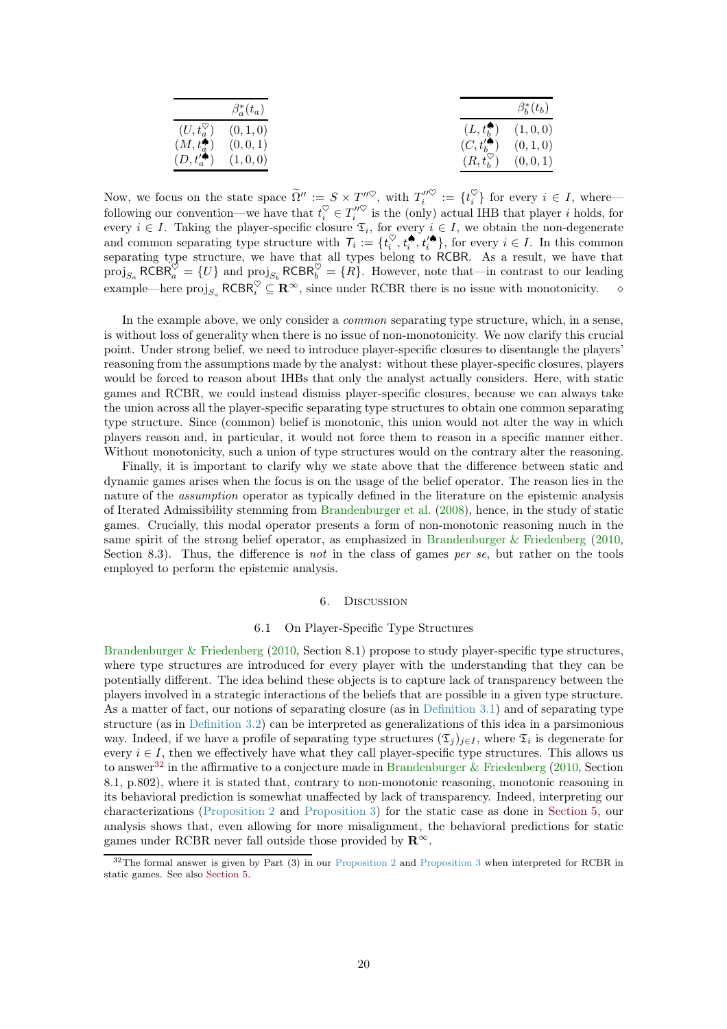|  | $\beta_a^*(t_a)$ |
|---|---|
| $(U, t_a^{\heartsuit})$ | $(0, 1, 0)$ |
| $(M, t_a^{\spadesuit})$ | $(0, 0, 1)$ |
| $(D, t_a'^{\spadesuit})$ | $(1, 0, 0)$ |

|  | $\beta_b^*(t_b)$ |
|---|---|
| $(L, t_b^{\spadesuit})$ | $(1, 0, 0)$ |
| $(C, t_b'^{\spadesuit})$ | $(0, 1, 0)$ |
| $(R, t_b^{\heartsuit})$ | $(0, 0, 1)$ |

Now, we focus on the state space $\widetilde{\Omega}'' := S \times T''^{\heartsuit}$, with $T_i''^{\heartsuit} := \{t_i^{\heartsuit}\}$ for every $i \in I$, where—following our convention—we have that $t_i^{\heartsuit} \in T_i''^{\heartsuit}$ is the (only) actual IHB that player $i$ holds, for every $i \in I$. Taking the player-specific closure $\mathfrak{T}_i$, for every $i \in I$, we obtain the non-degenerate and common separating type structure with $T_i := \{t_i^{\heartsuit}, t_i^{\spadesuit}, t_i'^{\spadesuit}\}$, for every $i \in I$. In this common separating type structure, we have that all types belong to $\mathsf{RCBR}$. As a result, we have that $\operatorname{proj}_{S_a} \mathsf{RCBR}_a^{\heartsuit} = \{U\}$ and $\operatorname{proj}_{S_b} \mathsf{RCBR}_b^{\heartsuit} = \{R\}$. However, note that—in contrast to our leading example—here $\operatorname{proj}_{S_a} \mathsf{RCBR}_i^{\heartsuit} \subseteq \mathbf{R}^{\infty}$, since under RCBR there is no issue with monotonicity. $\diamond$

In the example above, we only consider a *common* separating type structure, which, in a sense, is without loss of generality when there is no issue of non-monotonicity. We now clarify this crucial point. Under strong belief, we need to introduce player-specific closures to disentangle the players' reasoning from the assumptions made by the analyst: without these player-specific closures, players would be forced to reason about IHBs that only the analyst actually considers. Here, with static games and RCBR, we could instead dismiss player-specific closures, because we can always take the union across all the player-specific separating type structures to obtain one common separating type structure. Since (common) belief is monotonic, this union would not alter the way in which players reason and, in particular, it would not force them to reason in a specific manner either. Without monotonicity, such a union of type structures would on the contrary alter the reasoning.

Finally, it is important to clarify why we state above that the difference between static and dynamic games arises when the focus is on the usage of the belief operator. The reason lies in the nature of the *assumption* operator as typically defined in the literature on the epistemic analysis of Iterated Admissibility stemming from Brandenburger et al. (2008), hence, in the study of static games. Crucially, this modal operator presents a form of non-monotonic reasoning much in the same spirit of the strong belief operator, as emphasized in Brandenburger & Friedenberg (2010, Section 8.3). Thus, the difference is *not* in the class of games *per se*, but rather on the tools employed to perform the epistemic analysis.

## 6. Discussion

### 6.1 On Player-Specific Type Structures

Brandenburger & Friedenberg (2010, Section 8.1) propose to study player-specific type structures, where type structures are introduced for every player with the understanding that they can be potentially different. The idea behind these objects is to capture lack of transparency between the players involved in a strategic interactions of the beliefs that are possible in a given type structure. As a matter of fact, our notions of separating closure (as in Definition 3.1) and of separating type structure (as in Definition 3.2) can be interpreted as generalizations of this idea in a parsimonious way. Indeed, if we have a profile of separating type structures $(\mathfrak{T}_j)_{j \in I}$, where $\mathfrak{T}_i$ is degenerate for every $i \in I$, then we effectively have what they call player-specific type structures. This allows us to answer[32] in the affirmative to a conjecture made in Brandenburger & Friedenberg (2010, Section 8.1, p.802), where it is stated that, contrary to non-monotonic reasoning, monotonic reasoning in its behavioral prediction is somewhat unaffected by lack of transparency. Indeed, interpreting our characterizations (Proposition 2 and Proposition 3) for the static case as done in Section 5, our analysis shows that, even allowing for more misalignment, the behavioral predictions for static games under RCBR never fall outside those provided by $\mathbf{R}^{\infty}$.

[32]The formal answer is given by Part (3) in our Proposition 2 and Proposition 3 when interpreted for RCBR in static games. See also Section 5.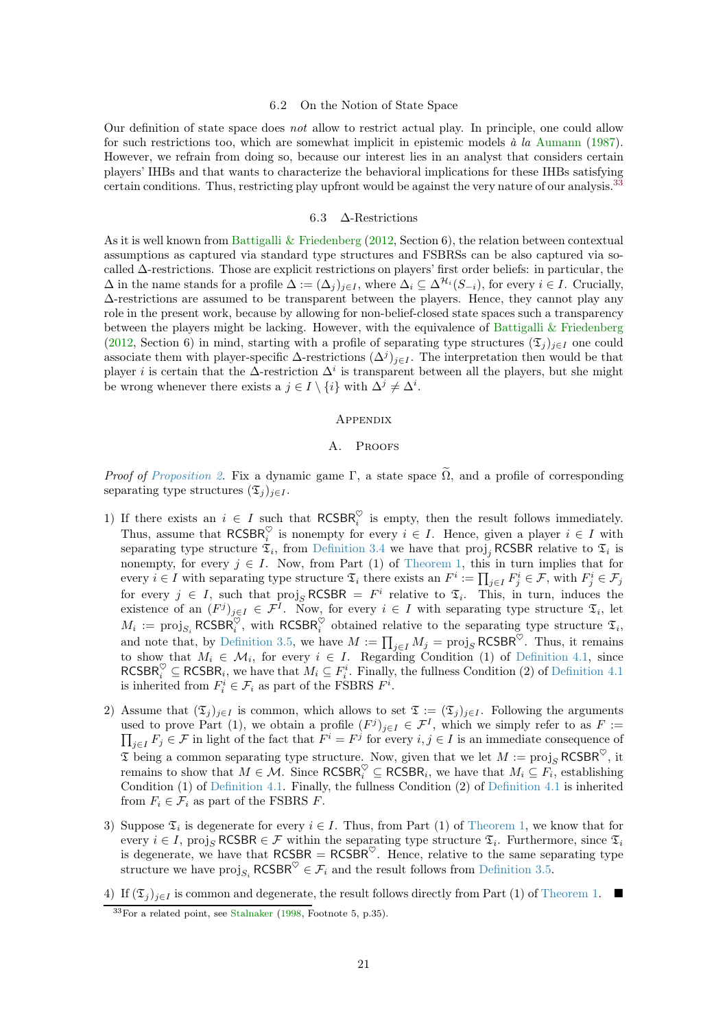### 6.2 On the Notion of State Space

Our definition of state space does *not* allow to restrict actual play. In principle, one could allow for such restrictions too, which are somewhat implicit in epistemic models *à la* Aumann (1987). However, we refrain from doing so, because our interest lies in an analyst that considers certain players' IHBs and that wants to characterize the behavioral implications for these IHBs satisfying certain conditions. Thus, restricting play upfront would be against the very nature of our analysis.[33]

### 6.3 Δ-Restrictions

As it is well known from Battigalli & Friedenberg (2012, Section 6), the relation between contextual assumptions as captured via standard type structures and FSBRSs can be also captured via so-called Δ-restrictions. Those are explicit restrictions on players' first order beliefs: in particular, the $\Delta$ in the name stands for a profile $\Delta := (\Delta_j)_{j \in I}$, where $\Delta_i \subseteq \Delta^{\mathcal{H}_i}(S_{-i})$, for every $i \in I$. Crucially, Δ-restrictions are assumed to be transparent between the players. Hence, they cannot play any role in the present work, because by allowing for non-belief-closed state spaces such a transparency between the players might be lacking. However, with the equivalence of Battigalli & Friedenberg (2012, Section 6) in mind, starting with a profile of separating type structures $(\mathfrak{T}_j)_{j \in I}$ one could associate them with player-specific Δ-restrictions $(\Delta^j)_{j \in I}$. The interpretation then would be that player $i$ is certain that the Δ-restriction $\Delta^i$ is transparent between all the players, but she might be wrong whenever there exists a $j \in I \setminus \{i\}$ with $\Delta^j \neq \Delta^i$.

## Appendix

## A. Proofs

*Proof of Proposition 2.* Fix a dynamic game $\Gamma$, a state space $\widetilde{\Omega}$, and a profile of corresponding separating type structures $(\mathfrak{T}_j)_{j \in I}$.

1) If there exists an $i \in I$ such that $\mathsf{RCSBR}_i^{\heartsuit}$ is empty, then the result follows immediately. Thus, assume that $\mathsf{RCSBR}_i^{\heartsuit}$ is nonempty for every $i \in I$. Hence, given a player $i \in I$ with separating type structure $\mathfrak{T}_i$, from Definition 3.4 we have that $\mathrm{proj}_j \mathsf{RCSBR}$ relative to $\mathfrak{T}_i$ is nonempty, for every $j \in I$. Now, from Part (1) of Theorem 1, this in turn implies that for every $i \in I$ with separating type structure $\mathfrak{T}_i$ there exists an $F^i := \prod_{j \in I} F^i_j \in \mathcal{F}$, with $F^i_j \in \mathcal{F}_j$ for every $j \in I$, such that $\mathrm{proj}_S \mathsf{RCSBR} = F^i$ relative to $\mathfrak{T}_i$. This, in turn, induces the existence of an $(F^j)_{j \in I} \in \mathcal{F}^I$. Now, for every $i \in I$ with separating type structure $\mathfrak{T}_i$, let $M_i := \mathrm{proj}_{S_i} \mathsf{RCSBR}_i^{\heartsuit}$, with $\mathsf{RCSBR}_i^{\heartsuit}$ obtained relative to the separating type structure $\mathfrak{T}_i$, and note that, by Definition 3.5, we have $M := \prod_{j \in I} M_j = \mathrm{proj}_S \mathsf{RCSBR}^{\heartsuit}$. Thus, it remains to show that $M_i \in \mathcal{M}_i$, for every $i \in I$. Regarding Condition (1) of Definition 4.1, since $\mathsf{RCSBR}_i^{\heartsuit} \subseteq \mathsf{RCSBR}_i$, we have that $M_i \subseteq F^i_i$. Finally, the fullness Condition (2) of Definition 4.1 is inherited from $F^i_i \in \mathcal{F}_i$ as part of the FSBRS $F^i$.

2) Assume that $(\mathfrak{T}_j)_{j \in I}$ is common, which allows to set $\mathfrak{T} := (\mathfrak{T}_j)_{j \in I}$. Following the arguments used to prove Part (1), we obtain a profile $(F^j)_{j \in I} \in \mathcal{F}^I$, which we simply refer to as $F := \prod_{j \in I} F_j \in \mathcal{F}$ in light of the fact that $F^i = F^j$ for every $i, j \in I$ is an immediate consequence of $\mathfrak{T}$ being a common separating type structure. Now, given that we let $M := \mathrm{proj}_S \mathsf{RCSBR}^{\heartsuit}$, it remains to show that $M \in \mathcal{M}$. Since $\mathsf{RCSBR}_i^{\heartsuit} \subseteq \mathsf{RCSBR}_i$, we have that $M_i \subseteq F_i$, establishing Condition (1) of Definition 4.1. Finally, the fullness Condition (2) of Definition 4.1 is inherited from $F_i \in \mathcal{F}_i$ as part of the FSBRS $F$.

3) Suppose $\mathfrak{T}_i$ is degenerate for every $i \in I$. Thus, from Part (1) of Theorem 1, we know that for every $i \in I$, $\mathrm{proj}_S \mathsf{RCSBR} \in \mathcal{F}$ within the separating type structure $\mathfrak{T}_i$. Furthermore, since $\mathfrak{T}_i$ is degenerate, we have that $\mathsf{RCSBR} = \mathsf{RCSBR}^{\heartsuit}$. Hence, relative to the same separating type structure we have $\mathrm{proj}_{S_i} \mathsf{RCSBR}^{\heartsuit} \in \mathcal{F}_i$ and the result follows from Definition 3.5.

4) If $(\mathfrak{T}_j)_{j \in I}$ is common and degenerate, the result follows directly from Part (1) of Theorem 1. ■

[33] For a related point, see Stalnaker (1998, Footnote 5, p.35).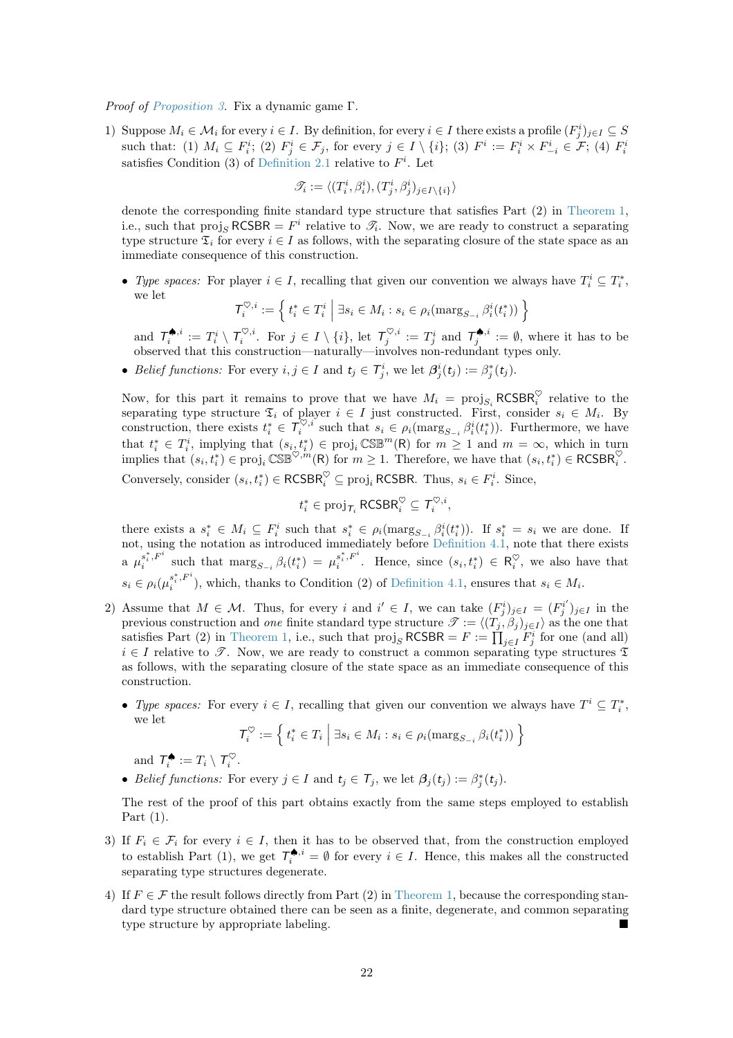*Proof of Proposition 3.* Fix a dynamic game $\Gamma$.

1) Suppose $M_i \in \mathcal{M}_i$ for every $i \in I$. By definition, for every $i \in I$ there exists a profile $(F^i_j)_{j \in I} \subseteq S$ such that: (1) $M_i \subseteq F^i_i$; (2) $F^i_j \in \mathcal{F}_j$, for every $j \in I \setminus \{i\}$; (3) $F^i := F^i_i \times F^i_{-i} \in \mathcal{F}$; (4) $F^i_i$ satisfies Condition (3) of Definition 2.1 relative to $F^i$. Let

$$\mathscr{T}_i := \langle (T^i_i, \beta^i_i), (T^i_j, \beta^i_j)_{j \in I \setminus \{i\}} \rangle$$

denote the corresponding finite standard type structure that satisfies Part (2) in Theorem 1, i.e., such that $\operatorname{proj}_S \mathsf{RCSBR} = F^i$ relative to $\mathscr{T}_i$. Now, we are ready to construct a separating type structure $\mathfrak{T}_i$ for every $i \in I$ as follows, with the separating closure of the state space as an immediate consequence of this construction.

- *Type spaces:* For player $i \in I$, recalling that given our convention we always have $T^i_i \subseteq T^*_i$, we let
$$\mathsf{T}^{\heartsuit,i}_i := \left\{ t^*_i \in T^i_i \;\middle|\; \exists s_i \in M_i : s_i \in \rho_i(\operatorname{marg}_{S_{-i}} \beta^i_i(t^*_i)) \right\}$$
and $\mathsf{T}^{\spadesuit,i}_i := T^i_i \setminus \mathsf{T}^{\heartsuit,i}_i$. For $j \in I \setminus \{i\}$, let $\mathsf{T}^{\heartsuit,i}_j := T^i_j$ and $\mathsf{T}^{\spadesuit,i}_j := \emptyset$, where it has to be observed that this construction—naturally—involves non-redundant types only.

- *Belief functions:* For every $i, j \in I$ and $t_j \in \mathsf{T}^i_j$, we let $\boldsymbol{\beta}^i_j(t_j) := \beta^*_j(t_j)$.

Now, for this part it remains to prove that we have $M_i = \operatorname{proj}_{S_i} \mathsf{RCSBR}^{\heartsuit}_i$ relative to the separating type structure $\mathfrak{T}_i$ of player $i \in I$ just constructed. First, consider $s_i \in M_i$. By construction, there exists $t^*_i \in \mathsf{T}^{\heartsuit,i}_i$ such that $s_i \in \rho_i(\operatorname{marg}_{S_{-i}} \beta^i_i(t^*_i))$. Furthermore, we have that $t^*_i \in T^i_i$, implying that $(s_i, t^*_i) \in \operatorname{proj}_i \mathbb{CSB}^m(\mathsf{R})$ for $m \geq 1$ and $m = \infty$, which in turn implies that $(s_i, t^*_i) \in \operatorname{proj}_i \mathbb{CSB}^{\heartsuit,m}(\mathsf{R})$ for $m \geq 1$. Therefore, we have that $(s_i, t^*_i) \in \mathsf{RCSBR}^{\heartsuit}_i$. Conversely, consider $(s_i, t^*_i) \in \mathsf{RCSBR}^{\heartsuit}_i \subseteq \operatorname{proj}_i \mathsf{RCSBR}$. Thus, $s_i \in F^i_i$. Since,

$$t^*_i \in \operatorname{proj}_{\mathsf{T}_i} \mathsf{RCSBR}^{\heartsuit}_i \subseteq \mathsf{T}^{\heartsuit,i}_i,$$

there exists a $s^*_i \in M_i \subseteq F^i_i$ such that $s^*_i \in \rho_i(\operatorname{marg}_{S_{-i}} \beta^i_i(t^*_i))$. If $s^*_i = s_i$ we are done. If not, using the notation as introduced immediately before Definition 4.1, note that there exists a $\mu^{s^*_i, F^i}_i$ such that $\operatorname{marg}_{S_{-i}} \beta_i(t^*_i) = \mu^{s^*_i, F^i}_i$. Hence, since $(s_i, t^*_i) \in \mathsf{R}^{\heartsuit}_i$, we also have that $s_i \in \rho_i(\mu^{s^*_i, F^i}_i)$, which, thanks to Condition (2) of Definition 4.1, ensures that $s_i \in M_i$.

2) Assume that $M \in \mathcal{M}$. Thus, for every $i$ and $i' \in I$, we can take $(F^i_j)_{j \in I} = (F^{i'}_j)_{j \in I}$ in the previous construction and *one* finite standard type structure $\mathscr{T} := \langle (T_j, \beta_j)_{j \in I} \rangle$ as the one that satisfies Part (2) in Theorem 1, i.e., such that $\operatorname{proj}_S \mathsf{RCSBR} = F := \prod_{j \in I} F^i_j$ for one (and all) $i \in I$ relative to $\mathscr{T}$. Now, we are ready to construct a common separating type structures $\mathfrak{T}$ as follows, with the separating closure of the state space as an immediate consequence of this construction.

- *Type spaces:* For every $i \in I$, recalling that given our convention we always have $T^i \subseteq T^*_i$, we let
$$\mathsf{T}^{\heartsuit}_i := \left\{ t^*_i \in T_i \;\middle|\; \exists s_i \in M_i : s_i \in \rho_i(\operatorname{marg}_{S_{-i}} \beta_i(t^*_i)) \right\}$$
and $\mathsf{T}^{\spadesuit}_i := T_i \setminus \mathsf{T}^{\heartsuit}_i$.

- *Belief functions:* For every $j \in I$ and $t_j \in \mathsf{T}_j$, we let $\boldsymbol{\beta}_j(t_j) := \beta^*_j(t_j)$.

The rest of the proof of this part obtains exactly from the same steps employed to establish Part (1).

3) If $F_i \in \mathcal{F}_i$ for every $i \in I$, then it has to be observed that, from the construction employed to establish Part (1), we get $\mathsf{T}^{\spadesuit,i}_i = \emptyset$ for every $i \in I$. Hence, this makes all the constructed separating type structures degenerate.

4) If $F \in \mathcal{F}$ the result follows directly from Part (2) in Theorem 1, because the corresponding standard type structure obtained there can be seen as a finite, degenerate, and common separating type structure by appropriate labeling. ∎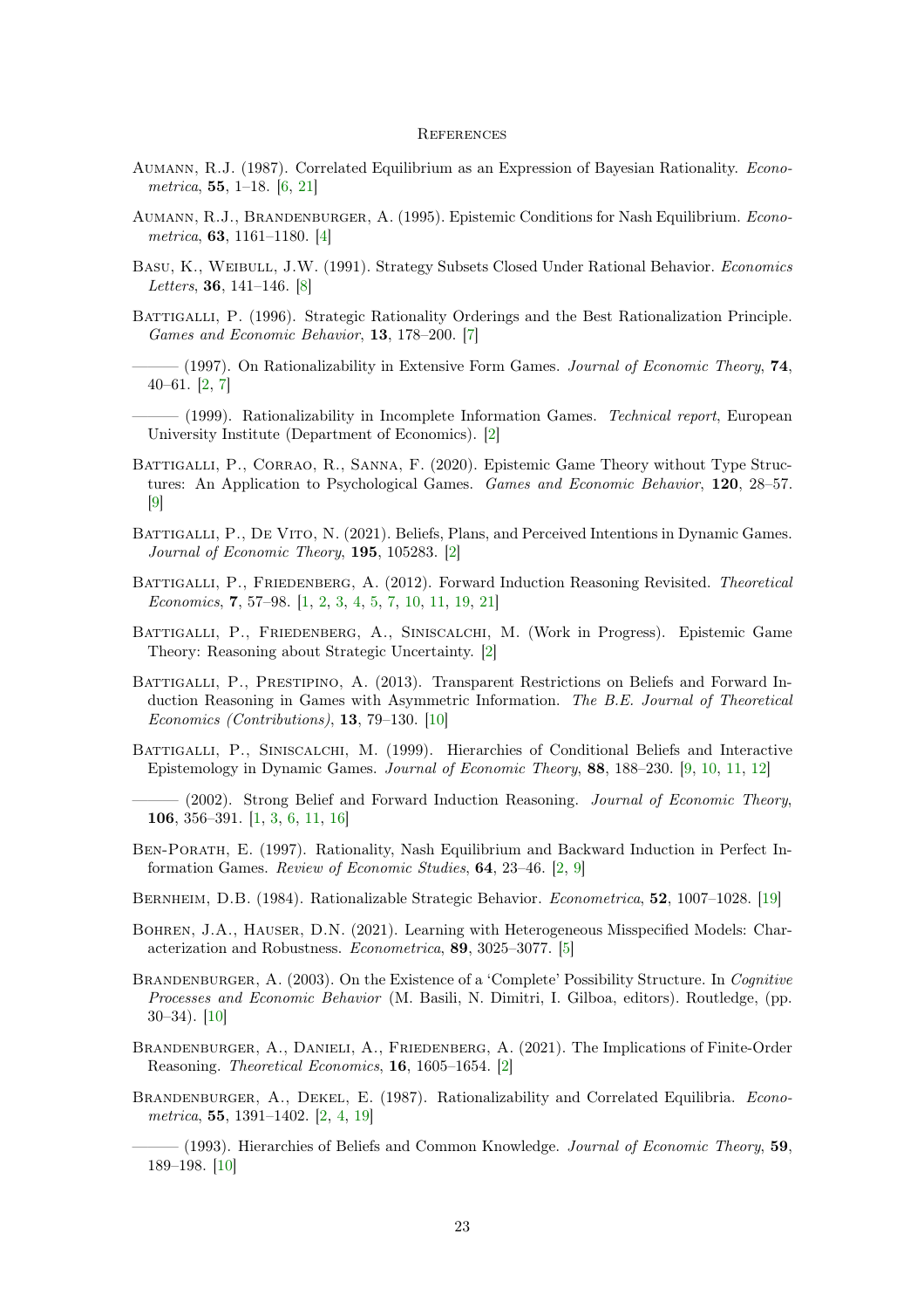## References

Aumann, R.J. (1987). Correlated Equilibrium as an Expression of Bayesian Rationality. *Econometrica*, **55**, 1–18. [6, 21]

Aumann, R.J., Brandenburger, A. (1995). Epistemic Conditions for Nash Equilibrium. *Econometrica*, **63**, 1161–1180. [4]

Basu, K., Weibull, J.W. (1991). Strategy Subsets Closed Under Rational Behavior. *Economics Letters*, **36**, 141–146. [8]

Battigalli, P. (1996). Strategic Rationality Orderings and the Best Rationalization Principle. *Games and Economic Behavior*, **13**, 178–200. [7]

——— (1997). On Rationalizability in Extensive Form Games. *Journal of Economic Theory*, **74**, 40–61. [2, 7]

——— (1999). Rationalizability in Incomplete Information Games. *Technical report*, European University Institute (Department of Economics). [2]

Battigalli, P., Corrao, R., Sanna, F. (2020). Epistemic Game Theory without Type Structures: An Application to Psychological Games. *Games and Economic Behavior*, **120**, 28–57. [9]

Battigalli, P., De Vito, N. (2021). Beliefs, Plans, and Perceived Intentions in Dynamic Games. *Journal of Economic Theory*, **195**, 105283. [2]

Battigalli, P., Friedenberg, A. (2012). Forward Induction Reasoning Revisited. *Theoretical Economics*, **7**, 57–98. [1, 2, 3, 4, 5, 7, 10, 11, 19, 21]

Battigalli, P., Friedenberg, A., Siniscalchi, M. (Work in Progress). Epistemic Game Theory: Reasoning about Strategic Uncertainty. [2]

Battigalli, P., Prestipino, A. (2013). Transparent Restrictions on Beliefs and Forward Induction Reasoning in Games with Asymmetric Information. *The B.E. Journal of Theoretical Economics (Contributions)*, **13**, 79–130. [10]

Battigalli, P., Siniscalchi, M. (1999). Hierarchies of Conditional Beliefs and Interactive Epistemology in Dynamic Games. *Journal of Economic Theory*, **88**, 188–230. [9, 10, 11, 12]

——— (2002). Strong Belief and Forward Induction Reasoning. *Journal of Economic Theory*, **106**, 356–391. [1, 3, 6, 11, 16]

Ben-Porath, E. (1997). Rationality, Nash Equilibrium and Backward Induction in Perfect Information Games. *Review of Economic Studies*, **64**, 23–46. [2, 9]

Bernheim, D.B. (1984). Rationalizable Strategic Behavior. *Econometrica*, **52**, 1007–1028. [19]

Bohren, J.A., Hauser, D.N. (2021). Learning with Heterogeneous Misspecified Models: Characterization and Robustness. *Econometrica*, **89**, 3025–3077. [5]

Brandenburger, A. (2003). On the Existence of a 'Complete' Possibility Structure. In *Cognitive Processes and Economic Behavior* (M. Basili, N. Dimitri, I. Gilboa, editors). Routledge, (pp. 30–34). [10]

Brandenburger, A., Danieli, A., Friedenberg, A. (2021). The Implications of Finite-Order Reasoning. *Theoretical Economics*, **16**, 1605–1654. [2]

Brandenburger, A., Dekel, E. (1987). Rationalizability and Correlated Equilibria. *Econometrica*, **55**, 1391–1402. [2, 4, 19]

——— (1993). Hierarchies of Beliefs and Common Knowledge. *Journal of Economic Theory*, **59**, 189–198. [10]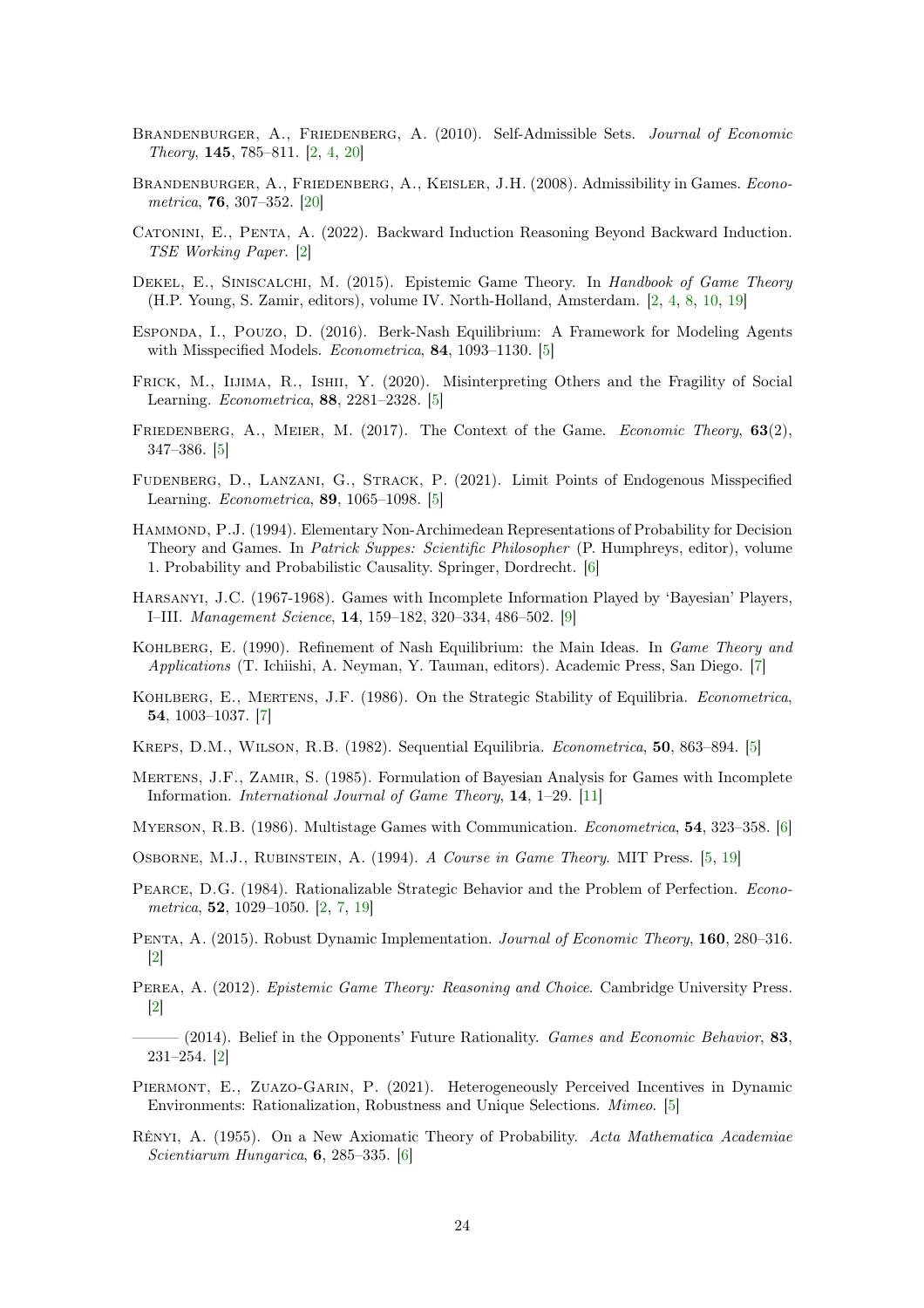Brandenburger, A., Friedenberg, A. (2010). Self-Admissible Sets. *Journal of Economic Theory*, **145**, 785–811. [2, 4, 20]

Brandenburger, A., Friedenberg, A., Keisler, J.H. (2008). Admissibility in Games. *Econometrica*, **76**, 307–352. [20]

Catonini, E., Penta, A. (2022). Backward Induction Reasoning Beyond Backward Induction. *TSE Working Paper*. [2]

Dekel, E., Siniscalchi, M. (2015). Epistemic Game Theory. In *Handbook of Game Theory* (H.P. Young, S. Zamir, editors), volume IV. North-Holland, Amsterdam. [2, 4, 8, 10, 19]

Esponda, I., Pouzo, D. (2016). Berk-Nash Equilibrium: A Framework for Modeling Agents with Misspecified Models. *Econometrica*, **84**, 1093–1130. [5]

Frick, M., Iijima, R., Ishii, Y. (2020). Misinterpreting Others and the Fragility of Social Learning. *Econometrica*, **88**, 2281–2328. [5]

Friedenberg, A., Meier, M. (2017). The Context of the Game. *Economic Theory*, **63**(2), 347–386. [5]

Fudenberg, D., Lanzani, G., Strack, P. (2021). Limit Points of Endogenous Misspecified Learning. *Econometrica*, **89**, 1065–1098. [5]

Hammond, P.J. (1994). Elementary Non-Archimedean Representations of Probability for Decision Theory and Games. In *Patrick Suppes: Scientific Philosopher* (P. Humphreys, editor), volume 1. Probability and Probabilistic Causality. Springer, Dordrecht. [6]

Harsanyi, J.C. (1967-1968). Games with Incomplete Information Played by 'Bayesian' Players, I–III. *Management Science*, **14**, 159–182, 320–334, 486–502. [9]

Kohlberg, E. (1990). Refinement of Nash Equilibrium: the Main Ideas. In *Game Theory and Applications* (T. Ichiishi, A. Neyman, Y. Tauman, editors). Academic Press, San Diego. [7]

Kohlberg, E., Mertens, J.F. (1986). On the Strategic Stability of Equilibria. *Econometrica*, **54**, 1003–1037. [7]

Kreps, D.M., Wilson, R.B. (1982). Sequential Equilibria. *Econometrica*, **50**, 863–894. [5]

Mertens, J.F., Zamir, S. (1985). Formulation of Bayesian Analysis for Games with Incomplete Information. *International Journal of Game Theory*, **14**, 1–29. [11]

Myerson, R.B. (1986). Multistage Games with Communication. *Econometrica*, **54**, 323–358. [6]

Osborne, M.J., Rubinstein, A. (1994). *A Course in Game Theory*. MIT Press. [5, 19]

Pearce, D.G. (1984). Rationalizable Strategic Behavior and the Problem of Perfection. *Econometrica*, **52**, 1029–1050. [2, 7, 19]

Penta, A. (2015). Robust Dynamic Implementation. *Journal of Economic Theory*, **160**, 280–316. [2]

Perea, A. (2012). *Epistemic Game Theory: Reasoning and Choice*. Cambridge University Press. [2]

——— (2014). Belief in the Opponents' Future Rationality. *Games and Economic Behavior*, **83**, 231–254. [2]

Piermont, E., Zuazo-Garin, P. (2021). Heterogeneously Perceived Incentives in Dynamic Environments: Rationalization, Robustness and Unique Selections. *Mimeo*. [5]

Rênyi, A. (1955). On a New Axiomatic Theory of Probability. *Acta Mathematica Academiae Scientiarum Hungarica*, **6**, 285–335. [6]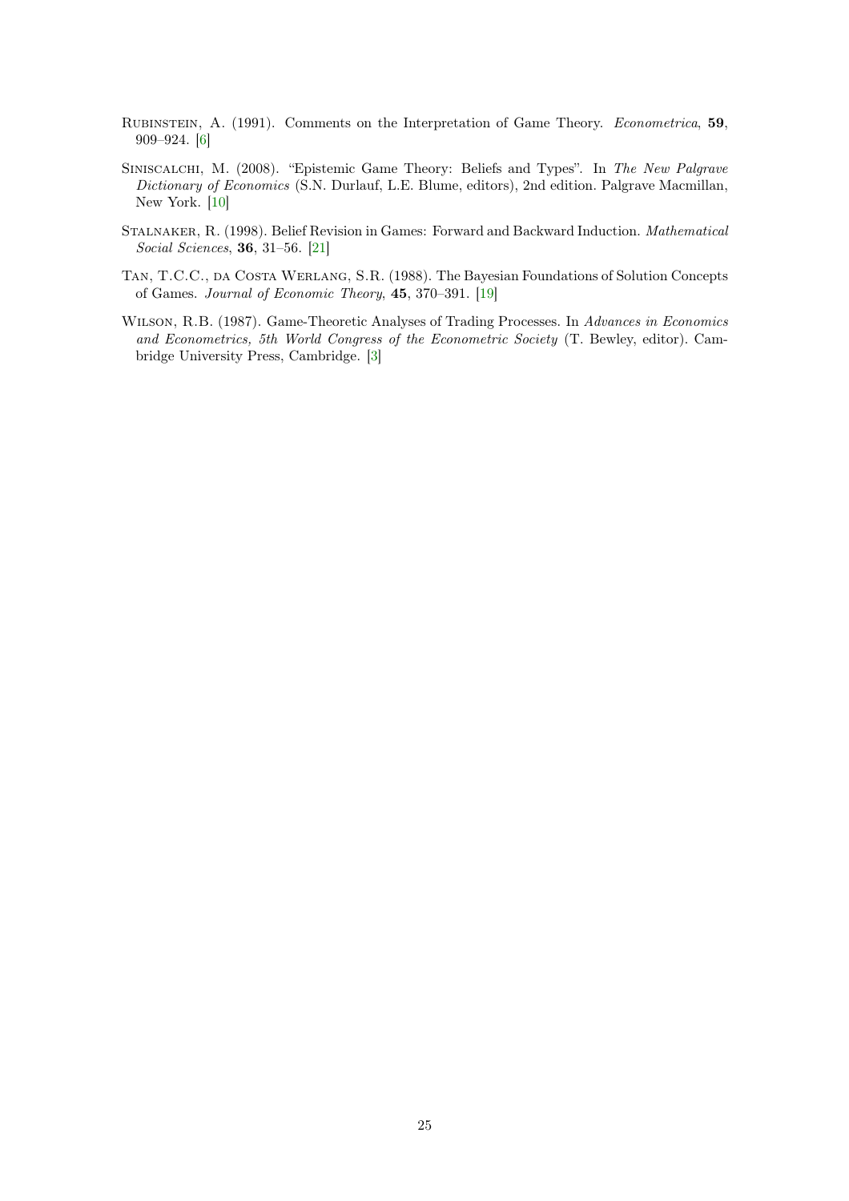Rubinstein, A. (1991). Comments on the Interpretation of Game Theory. *Econometrica*, **59**, 909–924. [6]

Siniscalchi, M. (2008). "Epistemic Game Theory: Beliefs and Types". In *The New Palgrave Dictionary of Economics* (S.N. Durlauf, L.E. Blume, editors), 2nd edition. Palgrave Macmillan, New York. [10]

Stalnaker, R. (1998). Belief Revision in Games: Forward and Backward Induction. *Mathematical Social Sciences*, **36**, 31–56. [21]

Tan, T.C.C., da Costa Werlang, S.R. (1988). The Bayesian Foundations of Solution Concepts of Games. *Journal of Economic Theory*, **45**, 370–391. [19]

Wilson, R.B. (1987). Game-Theoretic Analyses of Trading Processes. In *Advances in Economics and Econometrics, 5th World Congress of the Econometric Society* (T. Bewley, editor). Cambridge University Press, Cambridge. [3]